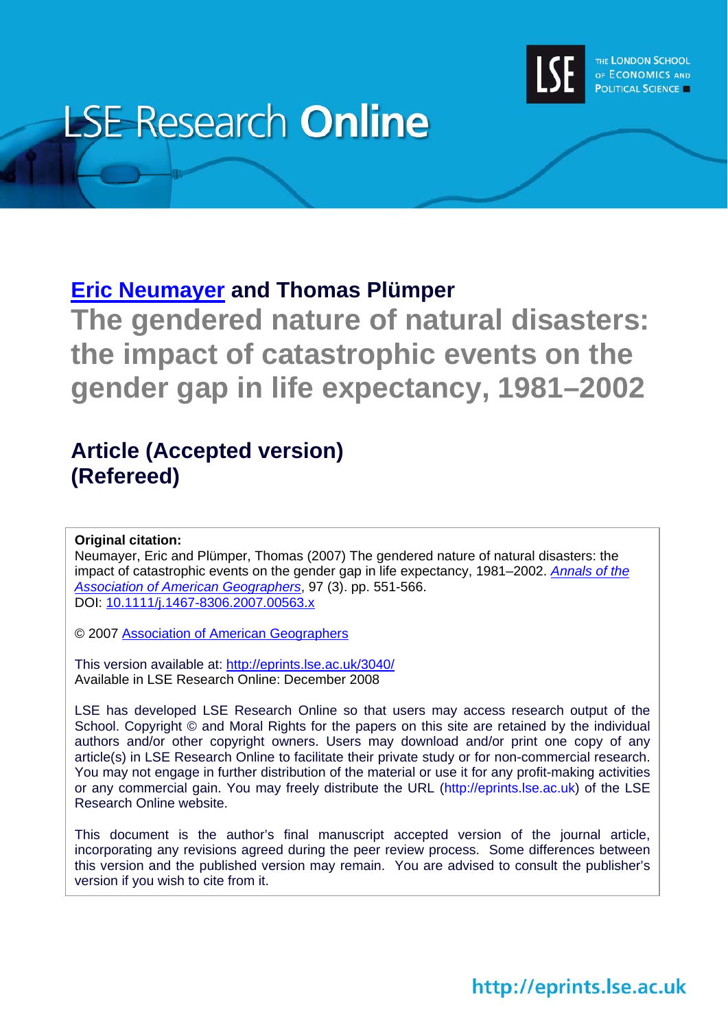LSE Research **Online**

THE LONDON SCHOOL OF ECONOMICS AND POLITICAL SCIENCE

## Eric Neumayer and Thomas Plümper

# The gendered nature of natural disasters: the impact of catastrophic events on the gender gap in life expectancy, 1981–2002

## Article (Accepted version)
## (Refereed)

**Original citation:**
Neumayer, Eric and Plümper, Thomas (2007) The gendered nature of natural disasters: the impact of catastrophic events on the gender gap in life expectancy, 1981–2002. *Annals of the Association of American Geographers*, 97 (3). pp. 551-566.
DOI: 10.1111/j.1467-8306.2007.00563.x

© 2007 Association of American Geographers

This version available at: http://eprints.lse.ac.uk/3040/
Available in LSE Research Online: December 2008

LSE has developed LSE Research Online so that users may access research output of the School. Copyright © and Moral Rights for the papers on this site are retained by the individual authors and/or other copyright owners. Users may download and/or print one copy of any article(s) in LSE Research Online to facilitate their private study or for non-commercial research. You may not engage in further distribution of the material or use it for any profit-making activities or any commercial gain. You may freely distribute the URL (http://eprints.lse.ac.uk) of the LSE Research Online website.

This document is the author's final manuscript accepted version of the journal article, incorporating any revisions agreed during the peer review process. Some differences between this version and the published version may remain. You are advised to consult the publisher's version if you wish to cite from it.

http://eprints.lse.ac.uk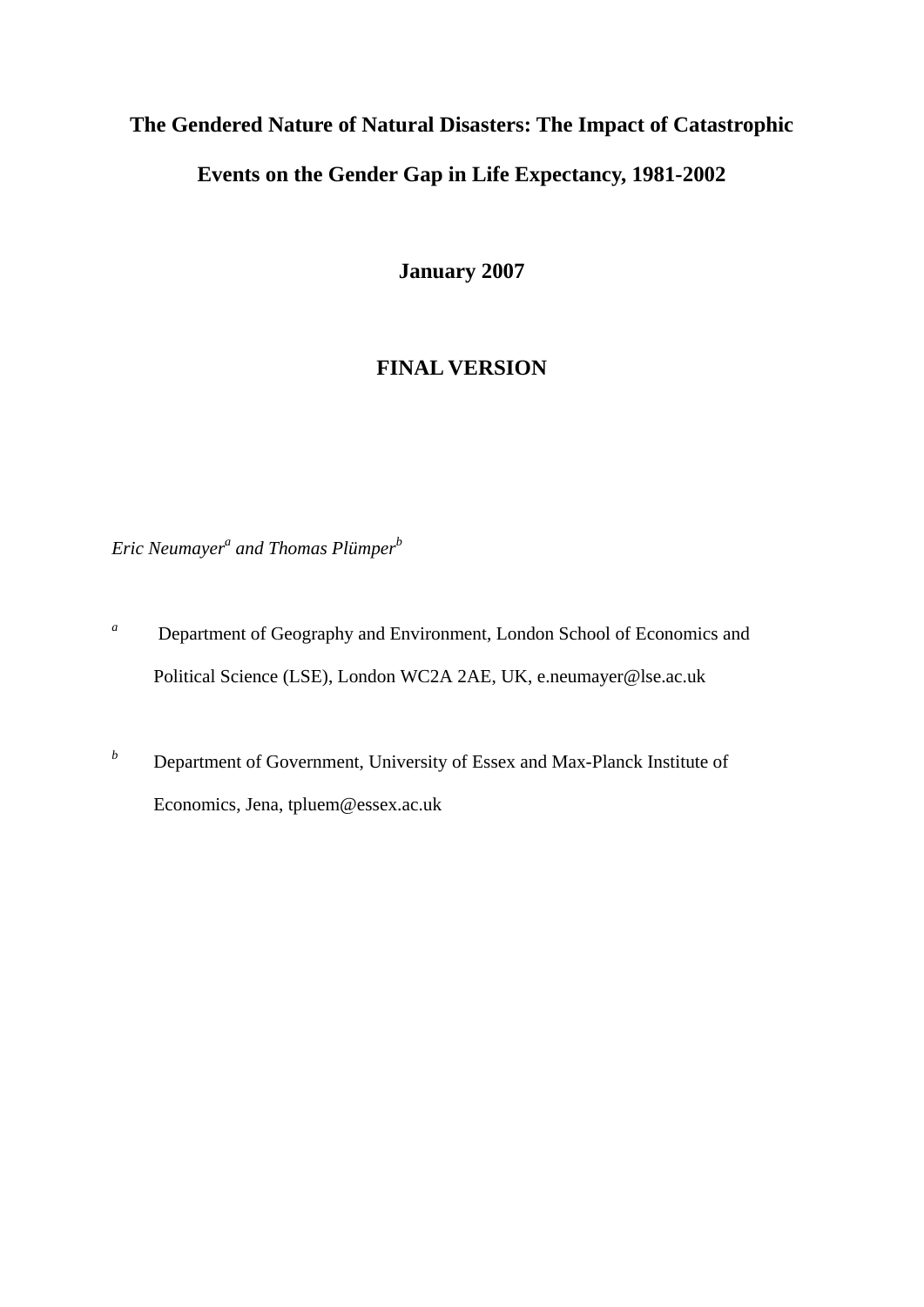# The Gendered Nature of Natural Disasters: The Impact of Catastrophic Events on the Gender Gap in Life Expectancy, 1981-2002

**January 2007**

**FINAL VERSION**

*Eric Neumayer*[a] *and Thomas Plümper*[b]

[a] Department of Geography and Environment, London School of Economics and Political Science (LSE), London WC2A 2AE, UK, e.neumayer@lse.ac.uk

[b] Department of Government, University of Essex and Max-Planck Institute of Economics, Jena, tpluem@essex.ac.uk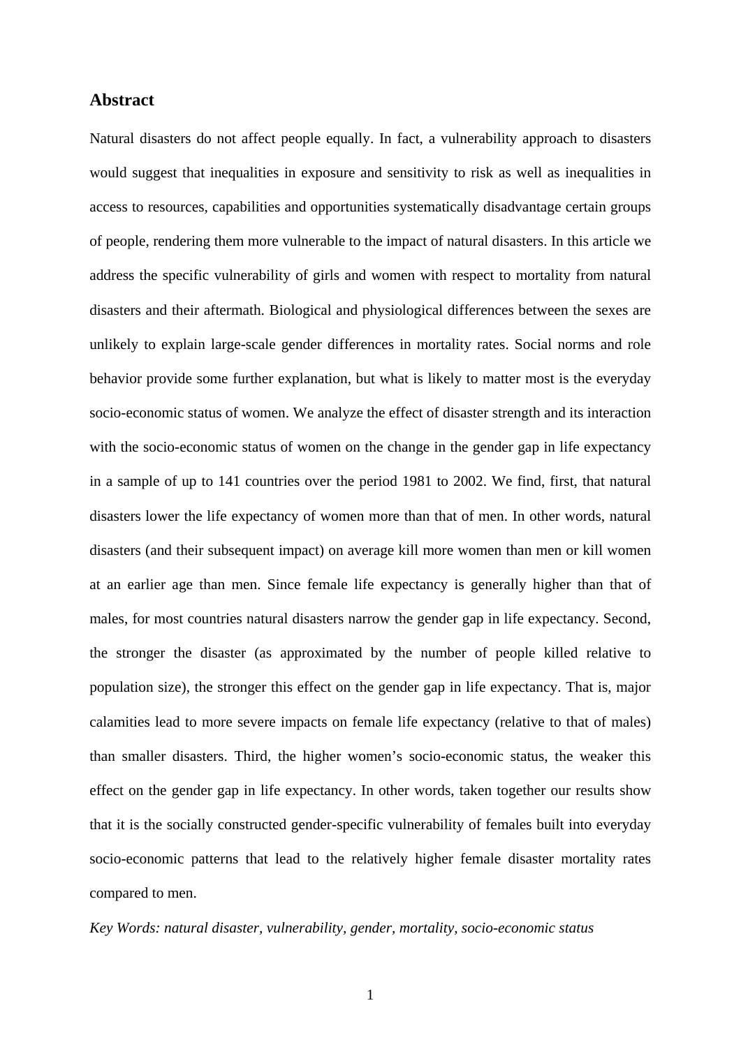## Abstract

Natural disasters do not affect people equally. In fact, a vulnerability approach to disasters would suggest that inequalities in exposure and sensitivity to risk as well as inequalities in access to resources, capabilities and opportunities systematically disadvantage certain groups of people, rendering them more vulnerable to the impact of natural disasters. In this article we address the specific vulnerability of girls and women with respect to mortality from natural disasters and their aftermath. Biological and physiological differences between the sexes are unlikely to explain large-scale gender differences in mortality rates. Social norms and role behavior provide some further explanation, but what is likely to matter most is the everyday socio-economic status of women. We analyze the effect of disaster strength and its interaction with the socio-economic status of women on the change in the gender gap in life expectancy in a sample of up to 141 countries over the period 1981 to 2002. We find, first, that natural disasters lower the life expectancy of women more than that of men. In other words, natural disasters (and their subsequent impact) on average kill more women than men or kill women at an earlier age than men. Since female life expectancy is generally higher than that of males, for most countries natural disasters narrow the gender gap in life expectancy. Second, the stronger the disaster (as approximated by the number of people killed relative to population size), the stronger this effect on the gender gap in life expectancy. That is, major calamities lead to more severe impacts on female life expectancy (relative to that of males) than smaller disasters. Third, the higher women's socio-economic status, the weaker this effect on the gender gap in life expectancy. In other words, taken together our results show that it is the socially constructed gender-specific vulnerability of females built into everyday socio-economic patterns that lead to the relatively higher female disaster mortality rates compared to men.

*Key Words: natural disaster, vulnerability, gender, mortality, socio-economic status*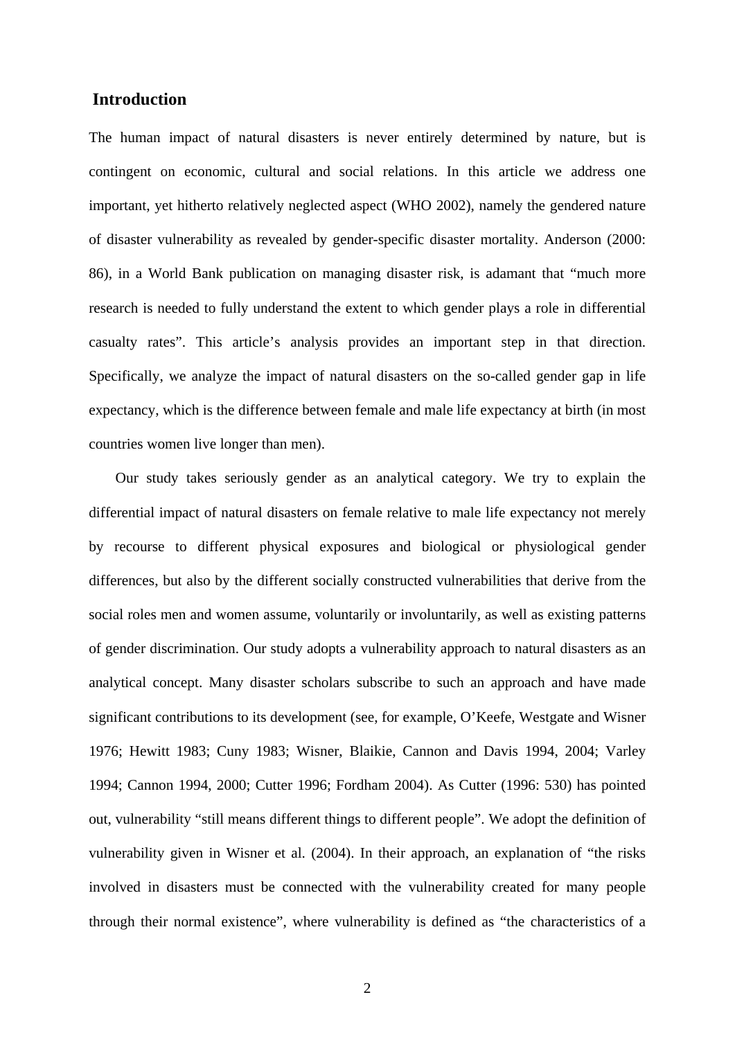## Introduction

The human impact of natural disasters is never entirely determined by nature, but is contingent on economic, cultural and social relations. In this article we address one important, yet hitherto relatively neglected aspect (WHO 2002), namely the gendered nature of disaster vulnerability as revealed by gender-specific disaster mortality. Anderson (2000: 86), in a World Bank publication on managing disaster risk, is adamant that "much more research is needed to fully understand the extent to which gender plays a role in differential casualty rates". This article's analysis provides an important step in that direction. Specifically, we analyze the impact of natural disasters on the so-called gender gap in life expectancy, which is the difference between female and male life expectancy at birth (in most countries women live longer than men).

Our study takes seriously gender as an analytical category. We try to explain the differential impact of natural disasters on female relative to male life expectancy not merely by recourse to different physical exposures and biological or physiological gender differences, but also by the different socially constructed vulnerabilities that derive from the social roles men and women assume, voluntarily or involuntarily, as well as existing patterns of gender discrimination. Our study adopts a vulnerability approach to natural disasters as an analytical concept. Many disaster scholars subscribe to such an approach and have made significant contributions to its development (see, for example, O'Keefe, Westgate and Wisner 1976; Hewitt 1983; Cuny 1983; Wisner, Blaikie, Cannon and Davis 1994, 2004; Varley 1994; Cannon 1994, 2000; Cutter 1996; Fordham 2004). As Cutter (1996: 530) has pointed out, vulnerability "still means different things to different people". We adopt the definition of vulnerability given in Wisner et al. (2004). In their approach, an explanation of "the risks involved in disasters must be connected with the vulnerability created for many people through their normal existence", where vulnerability is defined as "the characteristics of a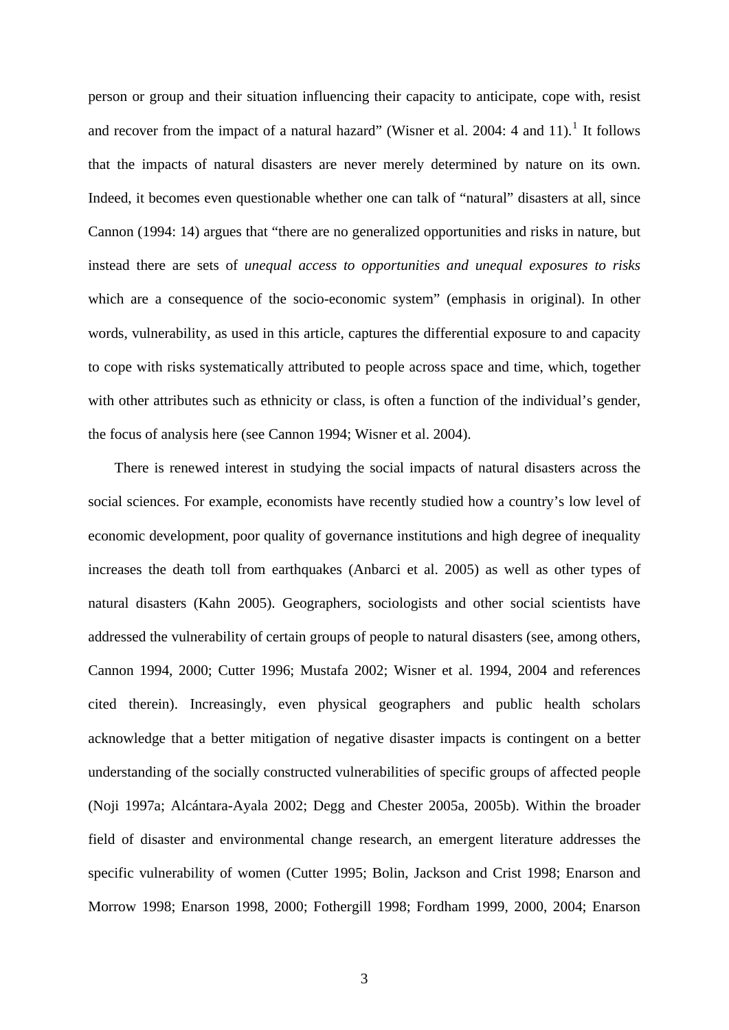person or group and their situation influencing their capacity to anticipate, cope with, resist and recover from the impact of a natural hazard" (Wisner et al. 2004: 4 and 11).[1] It follows that the impacts of natural disasters are never merely determined by nature on its own. Indeed, it becomes even questionable whether one can talk of "natural" disasters at all, since Cannon (1994: 14) argues that "there are no generalized opportunities and risks in nature, but instead there are sets of *unequal access to opportunities and unequal exposures to risks* which are a consequence of the socio-economic system" (emphasis in original). In other words, vulnerability, as used in this article, captures the differential exposure to and capacity to cope with risks systematically attributed to people across space and time, which, together with other attributes such as ethnicity or class, is often a function of the individual's gender, the focus of analysis here (see Cannon 1994; Wisner et al. 2004).

There is renewed interest in studying the social impacts of natural disasters across the social sciences. For example, economists have recently studied how a country's low level of economic development, poor quality of governance institutions and high degree of inequality increases the death toll from earthquakes (Anbarci et al. 2005) as well as other types of natural disasters (Kahn 2005). Geographers, sociologists and other social scientists have addressed the vulnerability of certain groups of people to natural disasters (see, among others, Cannon 1994, 2000; Cutter 1996; Mustafa 2002; Wisner et al. 1994, 2004 and references cited therein). Increasingly, even physical geographers and public health scholars acknowledge that a better mitigation of negative disaster impacts is contingent on a better understanding of the socially constructed vulnerabilities of specific groups of affected people (Noji 1997a; Alcántara-Ayala 2002; Degg and Chester 2005a, 2005b). Within the broader field of disaster and environmental change research, an emergent literature addresses the specific vulnerability of women (Cutter 1995; Bolin, Jackson and Crist 1998; Enarson and Morrow 1998; Enarson 1998, 2000; Fothergill 1998; Fordham 1999, 2000, 2004; Enarson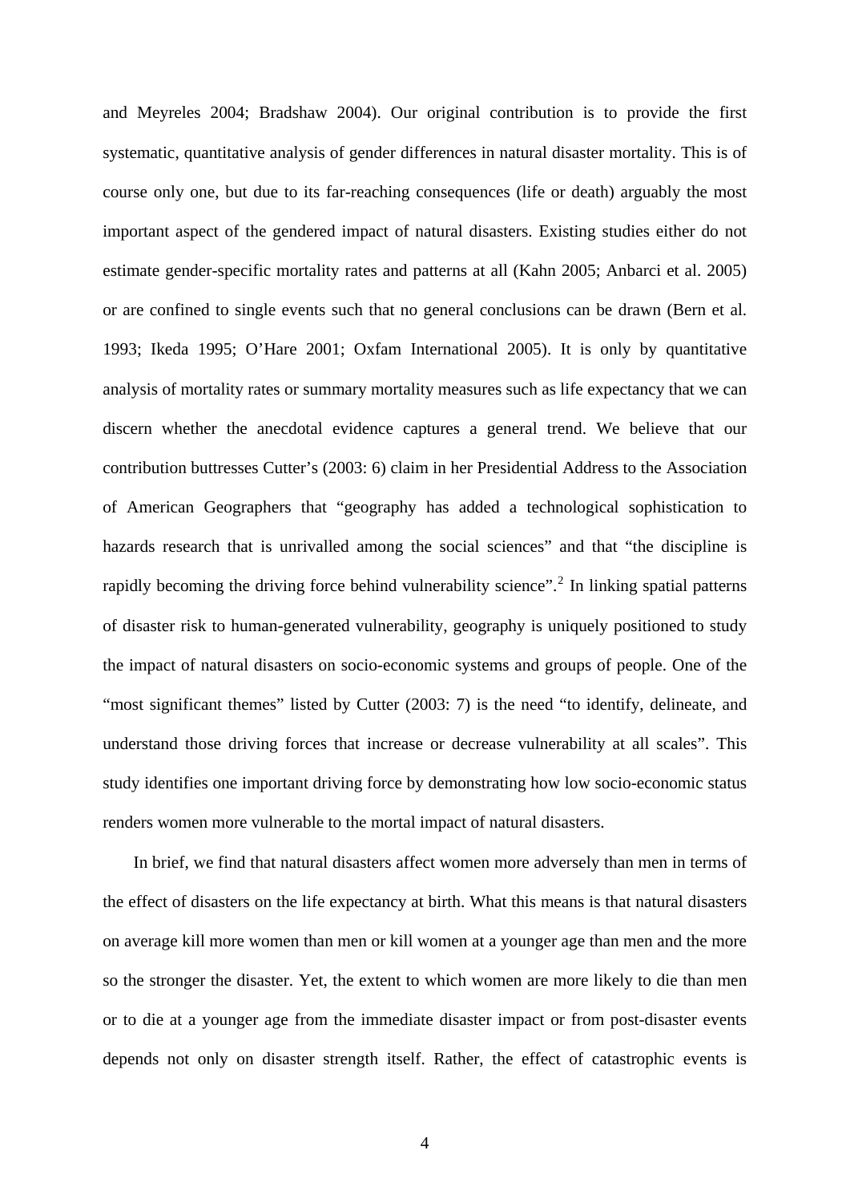and Meyreles 2004; Bradshaw 2004). Our original contribution is to provide the first systematic, quantitative analysis of gender differences in natural disaster mortality. This is of course only one, but due to its far-reaching consequences (life or death) arguably the most important aspect of the gendered impact of natural disasters. Existing studies either do not estimate gender-specific mortality rates and patterns at all (Kahn 2005; Anbarci et al. 2005) or are confined to single events such that no general conclusions can be drawn (Bern et al. 1993; Ikeda 1995; O'Hare 2001; Oxfam International 2005). It is only by quantitative analysis of mortality rates or summary mortality measures such as life expectancy that we can discern whether the anecdotal evidence captures a general trend. We believe that our contribution buttresses Cutter's (2003: 6) claim in her Presidential Address to the Association of American Geographers that "geography has added a technological sophistication to hazards research that is unrivalled among the social sciences" and that "the discipline is rapidly becoming the driving force behind vulnerability science".[2] In linking spatial patterns of disaster risk to human-generated vulnerability, geography is uniquely positioned to study the impact of natural disasters on socio-economic systems and groups of people. One of the "most significant themes" listed by Cutter (2003: 7) is the need "to identify, delineate, and understand those driving forces that increase or decrease vulnerability at all scales". This study identifies one important driving force by demonstrating how low socio-economic status renders women more vulnerable to the mortal impact of natural disasters.

In brief, we find that natural disasters affect women more adversely than men in terms of the effect of disasters on the life expectancy at birth. What this means is that natural disasters on average kill more women than men or kill women at a younger age than men and the more so the stronger the disaster. Yet, the extent to which women are more likely to die than men or to die at a younger age from the immediate disaster impact or from post-disaster events depends not only on disaster strength itself. Rather, the effect of catastrophic events is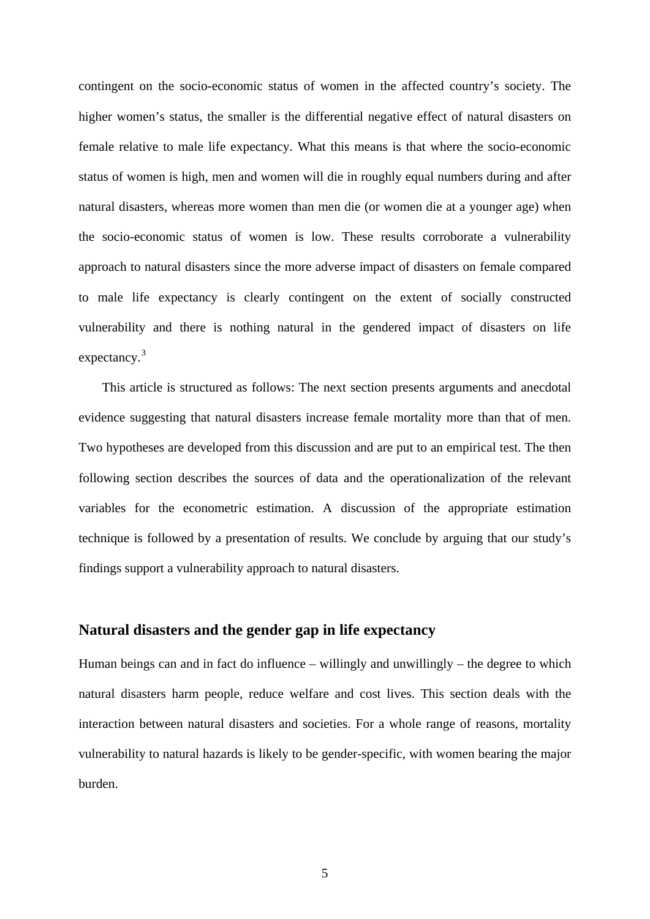contingent on the socio-economic status of women in the affected country's society. The higher women's status, the smaller is the differential negative effect of natural disasters on female relative to male life expectancy. What this means is that where the socio-economic status of women is high, men and women will die in roughly equal numbers during and after natural disasters, whereas more women than men die (or women die at a younger age) when the socio-economic status of women is low. These results corroborate a vulnerability approach to natural disasters since the more adverse impact of disasters on female compared to male life expectancy is clearly contingent on the extent of socially constructed vulnerability and there is nothing natural in the gendered impact of disasters on life expectancy.[3]

This article is structured as follows: The next section presents arguments and anecdotal evidence suggesting that natural disasters increase female mortality more than that of men. Two hypotheses are developed from this discussion and are put to an empirical test. The then following section describes the sources of data and the operationalization of the relevant variables for the econometric estimation. A discussion of the appropriate estimation technique is followed by a presentation of results. We conclude by arguing that our study's findings support a vulnerability approach to natural disasters.

## Natural disasters and the gender gap in life expectancy

Human beings can and in fact do influence – willingly and unwillingly – the degree to which natural disasters harm people, reduce welfare and cost lives. This section deals with the interaction between natural disasters and societies. For a whole range of reasons, mortality vulnerability to natural hazards is likely to be gender-specific, with women bearing the major burden.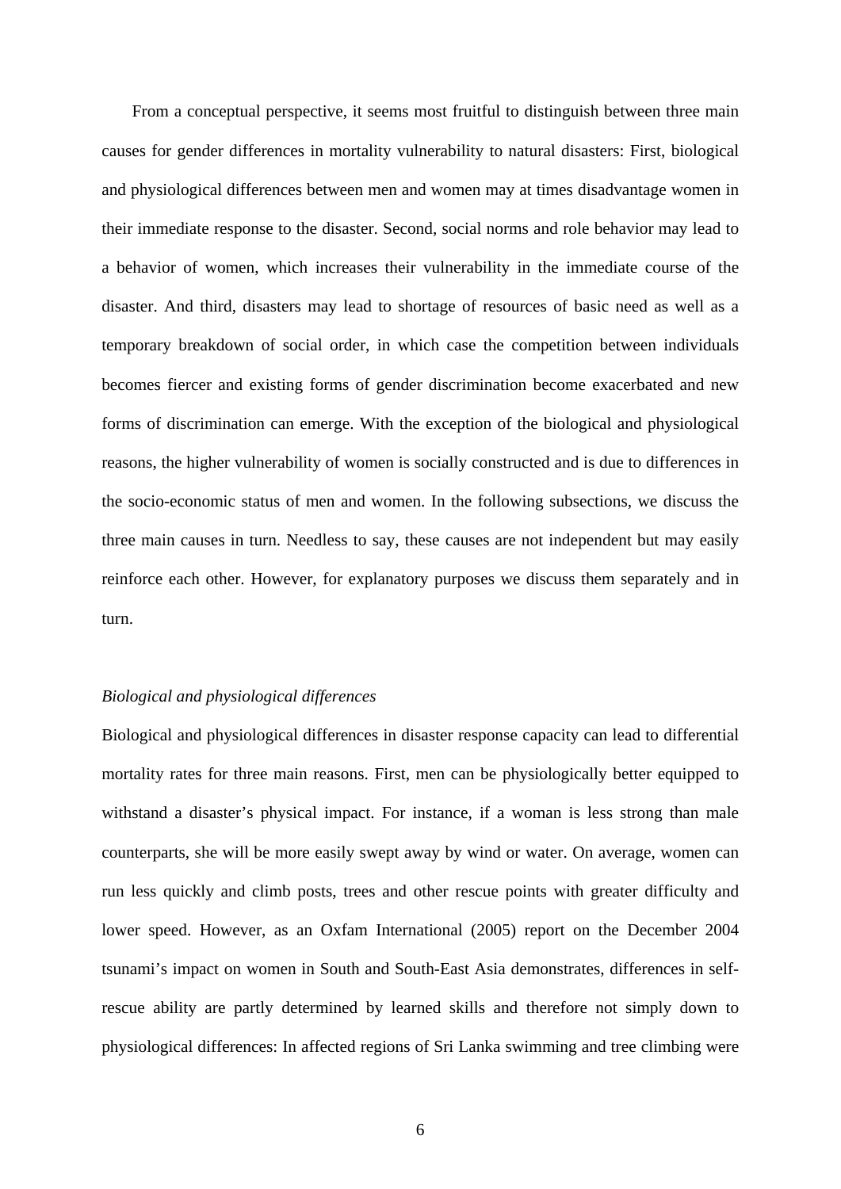From a conceptual perspective, it seems most fruitful to distinguish between three main causes for gender differences in mortality vulnerability to natural disasters: First, biological and physiological differences between men and women may at times disadvantage women in their immediate response to the disaster. Second, social norms and role behavior may lead to a behavior of women, which increases their vulnerability in the immediate course of the disaster. And third, disasters may lead to shortage of resources of basic need as well as a temporary breakdown of social order, in which case the competition between individuals becomes fiercer and existing forms of gender discrimination become exacerbated and new forms of discrimination can emerge. With the exception of the biological and physiological reasons, the higher vulnerability of women is socially constructed and is due to differences in the socio-economic status of men and women. In the following subsections, we discuss the three main causes in turn. Needless to say, these causes are not independent but may easily reinforce each other. However, for explanatory purposes we discuss them separately and in turn.

*Biological and physiological differences*

Biological and physiological differences in disaster response capacity can lead to differential mortality rates for three main reasons. First, men can be physiologically better equipped to withstand a disaster's physical impact. For instance, if a woman is less strong than male counterparts, she will be more easily swept away by wind or water. On average, women can run less quickly and climb posts, trees and other rescue points with greater difficulty and lower speed. However, as an Oxfam International (2005) report on the December 2004 tsunami's impact on women in South and South-East Asia demonstrates, differences in self-rescue ability are partly determined by learned skills and therefore not simply down to physiological differences: In affected regions of Sri Lanka swimming and tree climbing were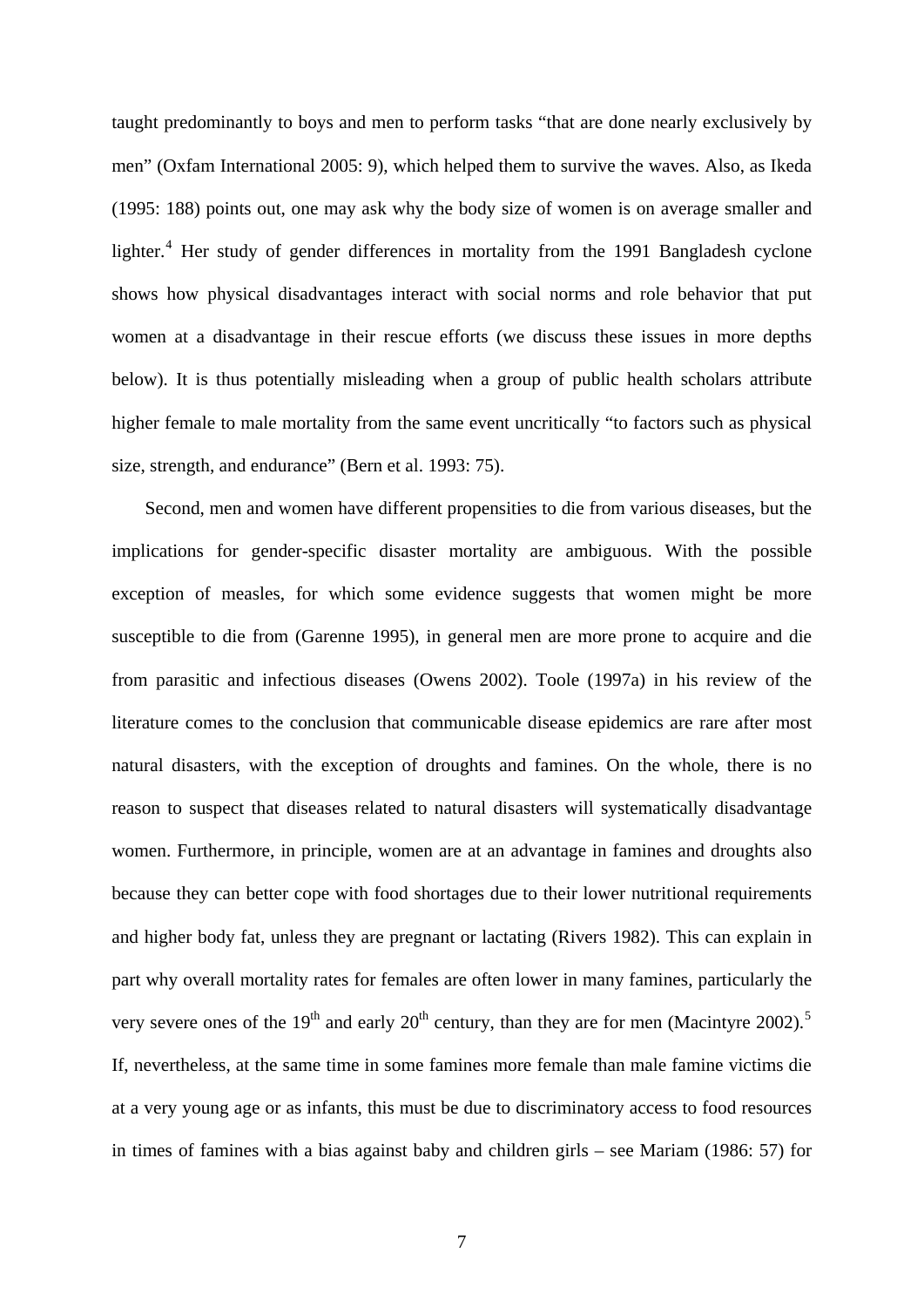taught predominantly to boys and men to perform tasks "that are done nearly exclusively by men" (Oxfam International 2005: 9), which helped them to survive the waves. Also, as Ikeda (1995: 188) points out, one may ask why the body size of women is on average smaller and lighter.[4] Her study of gender differences in mortality from the 1991 Bangladesh cyclone shows how physical disadvantages interact with social norms and role behavior that put women at a disadvantage in their rescue efforts (we discuss these issues in more depths below). It is thus potentially misleading when a group of public health scholars attribute higher female to male mortality from the same event uncritically "to factors such as physical size, strength, and endurance" (Bern et al. 1993: 75).

Second, men and women have different propensities to die from various diseases, but the implications for gender-specific disaster mortality are ambiguous. With the possible exception of measles, for which some evidence suggests that women might be more susceptible to die from (Garenne 1995), in general men are more prone to acquire and die from parasitic and infectious diseases (Owens 2002). Toole (1997a) in his review of the literature comes to the conclusion that communicable disease epidemics are rare after most natural disasters, with the exception of droughts and famines. On the whole, there is no reason to suspect that diseases related to natural disasters will systematically disadvantage women. Furthermore, in principle, women are at an advantage in famines and droughts also because they can better cope with food shortages due to their lower nutritional requirements and higher body fat, unless they are pregnant or lactating (Rivers 1982). This can explain in part why overall mortality rates for females are often lower in many famines, particularly the very severe ones of the 19th and early 20th century, than they are for men (Macintyre 2002).[5] If, nevertheless, at the same time in some famines more female than male famine victims die at a very young age or as infants, this must be due to discriminatory access to food resources in times of famines with a bias against baby and children girls – see Mariam (1986: 57) for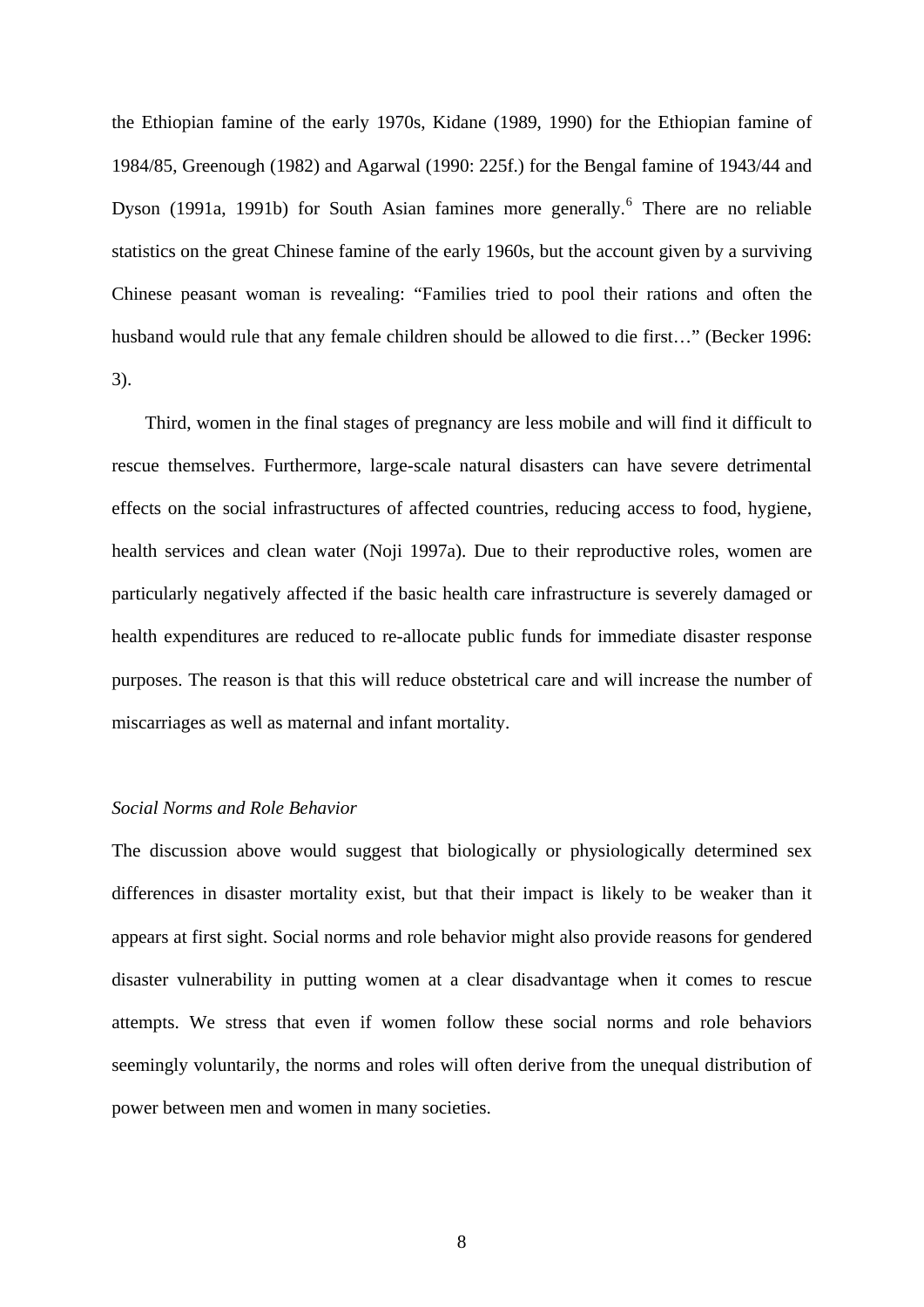the Ethiopian famine of the early 1970s, Kidane (1989, 1990) for the Ethiopian famine of 1984/85, Greenough (1982) and Agarwal (1990: 225f.) for the Bengal famine of 1943/44 and Dyson (1991a, 1991b) for South Asian famines more generally.[6] There are no reliable statistics on the great Chinese famine of the early 1960s, but the account given by a surviving Chinese peasant woman is revealing: "Families tried to pool their rations and often the husband would rule that any female children should be allowed to die first…" (Becker 1996: 3).

Third, women in the final stages of pregnancy are less mobile and will find it difficult to rescue themselves. Furthermore, large-scale natural disasters can have severe detrimental effects on the social infrastructures of affected countries, reducing access to food, hygiene, health services and clean water (Noji 1997a). Due to their reproductive roles, women are particularly negatively affected if the basic health care infrastructure is severely damaged or health expenditures are reduced to re-allocate public funds for immediate disaster response purposes. The reason is that this will reduce obstetrical care and will increase the number of miscarriages as well as maternal and infant mortality.

*Social Norms and Role Behavior*

The discussion above would suggest that biologically or physiologically determined sex differences in disaster mortality exist, but that their impact is likely to be weaker than it appears at first sight. Social norms and role behavior might also provide reasons for gendered disaster vulnerability in putting women at a clear disadvantage when it comes to rescue attempts. We stress that even if women follow these social norms and role behaviors seemingly voluntarily, the norms and roles will often derive from the unequal distribution of power between men and women in many societies.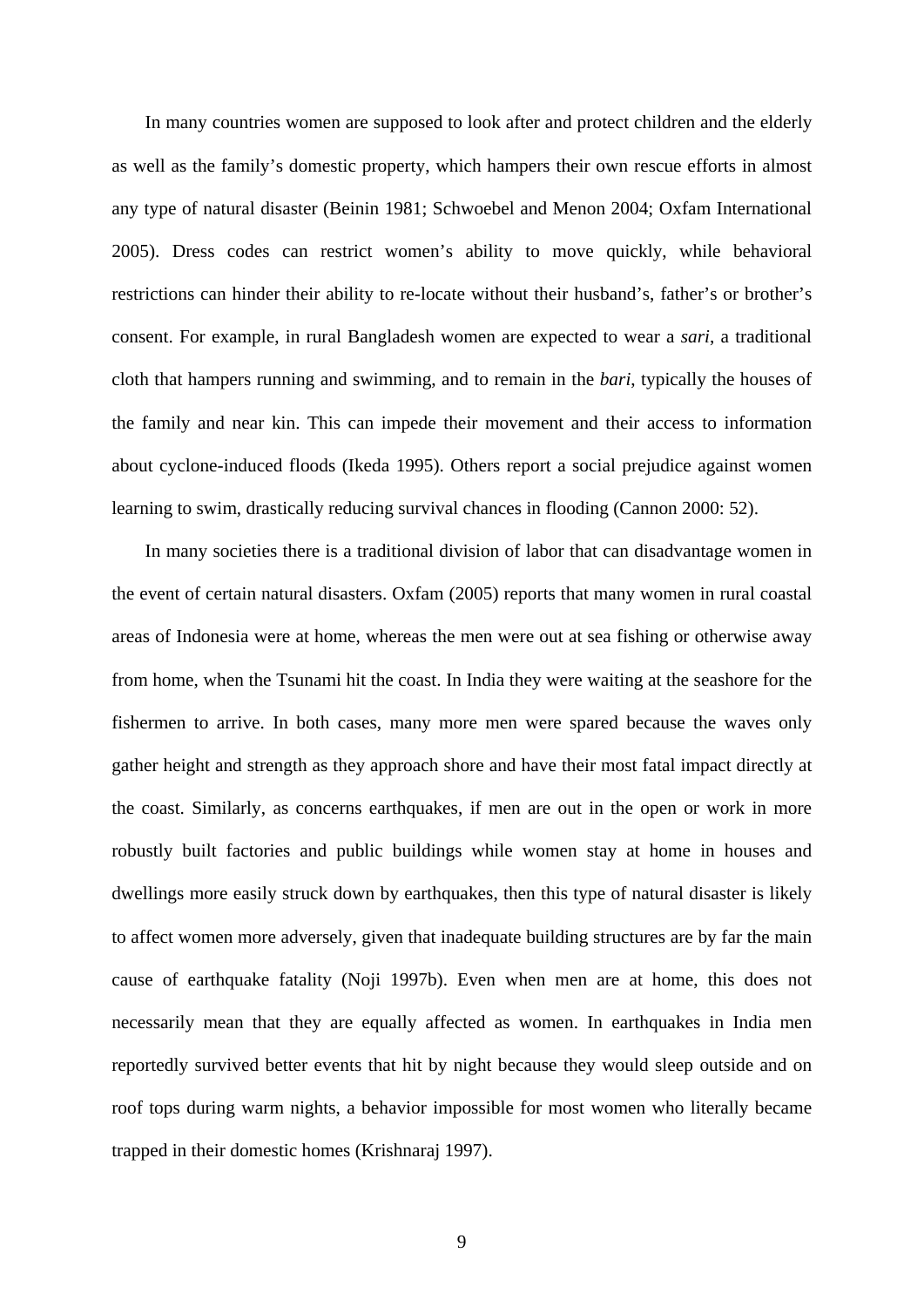In many countries women are supposed to look after and protect children and the elderly as well as the family's domestic property, which hampers their own rescue efforts in almost any type of natural disaster (Beinin 1981; Schwoebel and Menon 2004; Oxfam International 2005). Dress codes can restrict women's ability to move quickly, while behavioral restrictions can hinder their ability to re-locate without their husband's, father's or brother's consent. For example, in rural Bangladesh women are expected to wear a *sari*, a traditional cloth that hampers running and swimming, and to remain in the *bari*, typically the houses of the family and near kin. This can impede their movement and their access to information about cyclone-induced floods (Ikeda 1995). Others report a social prejudice against women learning to swim, drastically reducing survival chances in flooding (Cannon 2000: 52).

In many societies there is a traditional division of labor that can disadvantage women in the event of certain natural disasters. Oxfam (2005) reports that many women in rural coastal areas of Indonesia were at home, whereas the men were out at sea fishing or otherwise away from home, when the Tsunami hit the coast. In India they were waiting at the seashore for the fishermen to arrive. In both cases, many more men were spared because the waves only gather height and strength as they approach shore and have their most fatal impact directly at the coast. Similarly, as concerns earthquakes, if men are out in the open or work in more robustly built factories and public buildings while women stay at home in houses and dwellings more easily struck down by earthquakes, then this type of natural disaster is likely to affect women more adversely, given that inadequate building structures are by far the main cause of earthquake fatality (Noji 1997b). Even when men are at home, this does not necessarily mean that they are equally affected as women. In earthquakes in India men reportedly survived better events that hit by night because they would sleep outside and on roof tops during warm nights, a behavior impossible for most women who literally became trapped in their domestic homes (Krishnaraj 1997).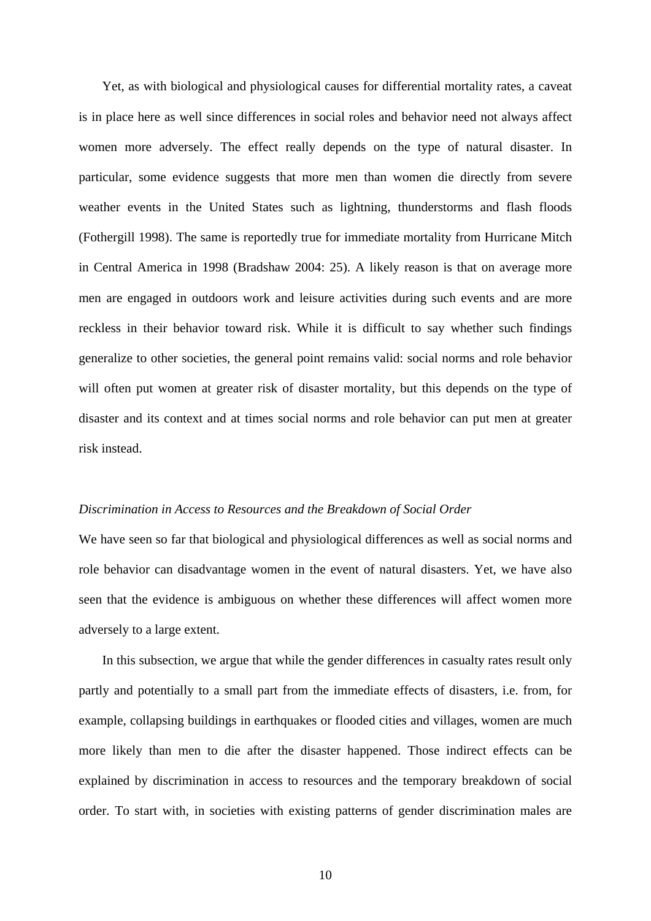Yet, as with biological and physiological causes for differential mortality rates, a caveat is in place here as well since differences in social roles and behavior need not always affect women more adversely. The effect really depends on the type of natural disaster. In particular, some evidence suggests that more men than women die directly from severe weather events in the United States such as lightning, thunderstorms and flash floods (Fothergill 1998). The same is reportedly true for immediate mortality from Hurricane Mitch in Central America in 1998 (Bradshaw 2004: 25). A likely reason is that on average more men are engaged in outdoors work and leisure activities during such events and are more reckless in their behavior toward risk. While it is difficult to say whether such findings generalize to other societies, the general point remains valid: social norms and role behavior will often put women at greater risk of disaster mortality, but this depends on the type of disaster and its context and at times social norms and role behavior can put men at greater risk instead.

*Discrimination in Access to Resources and the Breakdown of Social Order*

We have seen so far that biological and physiological differences as well as social norms and role behavior can disadvantage women in the event of natural disasters. Yet, we have also seen that the evidence is ambiguous on whether these differences will affect women more adversely to a large extent.

In this subsection, we argue that while the gender differences in casualty rates result only partly and potentially to a small part from the immediate effects of disasters, i.e. from, for example, collapsing buildings in earthquakes or flooded cities and villages, women are much more likely than men to die after the disaster happened. Those indirect effects can be explained by discrimination in access to resources and the temporary breakdown of social order. To start with, in societies with existing patterns of gender discrimination males are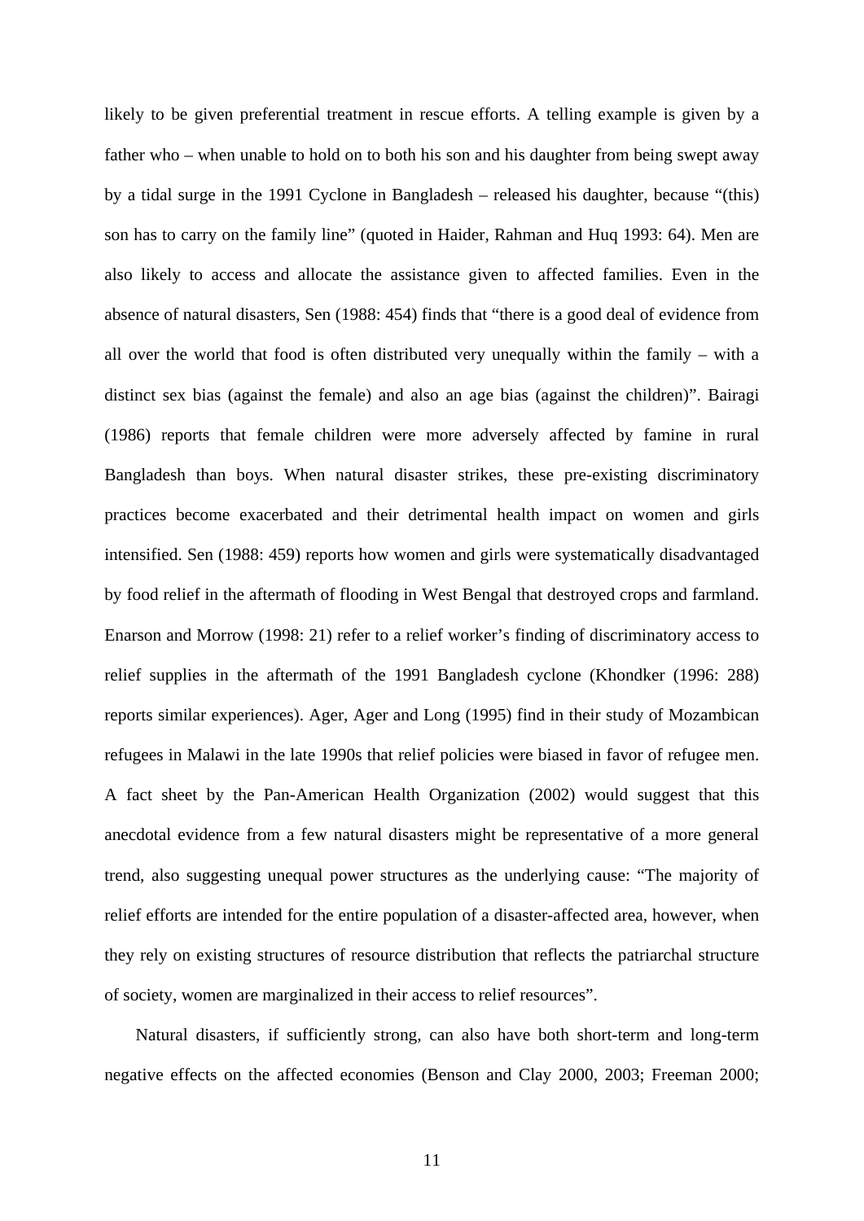likely to be given preferential treatment in rescue efforts. A telling example is given by a father who – when unable to hold on to both his son and his daughter from being swept away by a tidal surge in the 1991 Cyclone in Bangladesh – released his daughter, because "(this) son has to carry on the family line" (quoted in Haider, Rahman and Huq 1993: 64). Men are also likely to access and allocate the assistance given to affected families. Even in the absence of natural disasters, Sen (1988: 454) finds that "there is a good deal of evidence from all over the world that food is often distributed very unequally within the family – with a distinct sex bias (against the female) and also an age bias (against the children)". Bairagi (1986) reports that female children were more adversely affected by famine in rural Bangladesh than boys. When natural disaster strikes, these pre-existing discriminatory practices become exacerbated and their detrimental health impact on women and girls intensified. Sen (1988: 459) reports how women and girls were systematically disadvantaged by food relief in the aftermath of flooding in West Bengal that destroyed crops and farmland. Enarson and Morrow (1998: 21) refer to a relief worker's finding of discriminatory access to relief supplies in the aftermath of the 1991 Bangladesh cyclone (Khondker (1996: 288) reports similar experiences). Ager, Ager and Long (1995) find in their study of Mozambican refugees in Malawi in the late 1990s that relief policies were biased in favor of refugee men. A fact sheet by the Pan-American Health Organization (2002) would suggest that this anecdotal evidence from a few natural disasters might be representative of a more general trend, also suggesting unequal power structures as the underlying cause: "The majority of relief efforts are intended for the entire population of a disaster-affected area, however, when they rely on existing structures of resource distribution that reflects the patriarchal structure of society, women are marginalized in their access to relief resources".

Natural disasters, if sufficiently strong, can also have both short-term and long-term negative effects on the affected economies (Benson and Clay 2000, 2003; Freeman 2000;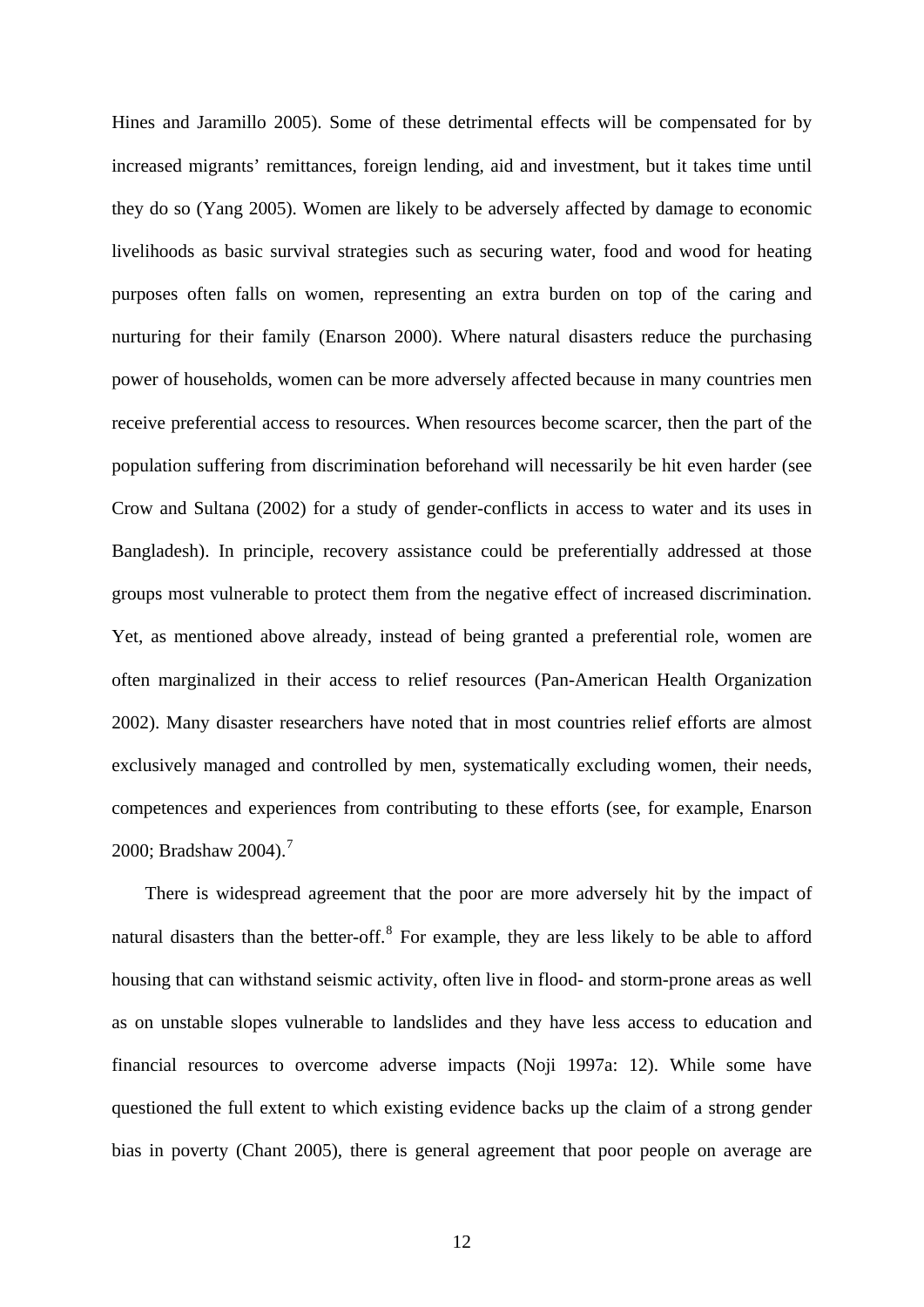Hines and Jaramillo 2005). Some of these detrimental effects will be compensated for by increased migrants' remittances, foreign lending, aid and investment, but it takes time until they do so (Yang 2005). Women are likely to be adversely affected by damage to economic livelihoods as basic survival strategies such as securing water, food and wood for heating purposes often falls on women, representing an extra burden on top of the caring and nurturing for their family (Enarson 2000). Where natural disasters reduce the purchasing power of households, women can be more adversely affected because in many countries men receive preferential access to resources. When resources become scarcer, then the part of the population suffering from discrimination beforehand will necessarily be hit even harder (see Crow and Sultana (2002) for a study of gender-conflicts in access to water and its uses in Bangladesh). In principle, recovery assistance could be preferentially addressed at those groups most vulnerable to protect them from the negative effect of increased discrimination. Yet, as mentioned above already, instead of being granted a preferential role, women are often marginalized in their access to relief resources (Pan-American Health Organization 2002). Many disaster researchers have noted that in most countries relief efforts are almost exclusively managed and controlled by men, systematically excluding women, their needs, competences and experiences from contributing to these efforts (see, for example, Enarson 2000; Bradshaw 2004).[7]

There is widespread agreement that the poor are more adversely hit by the impact of natural disasters than the better-off.[8] For example, they are less likely to be able to afford housing that can withstand seismic activity, often live in flood- and storm-prone areas as well as on unstable slopes vulnerable to landslides and they have less access to education and financial resources to overcome adverse impacts (Noji 1997a: 12). While some have questioned the full extent to which existing evidence backs up the claim of a strong gender bias in poverty (Chant 2005), there is general agreement that poor people on average are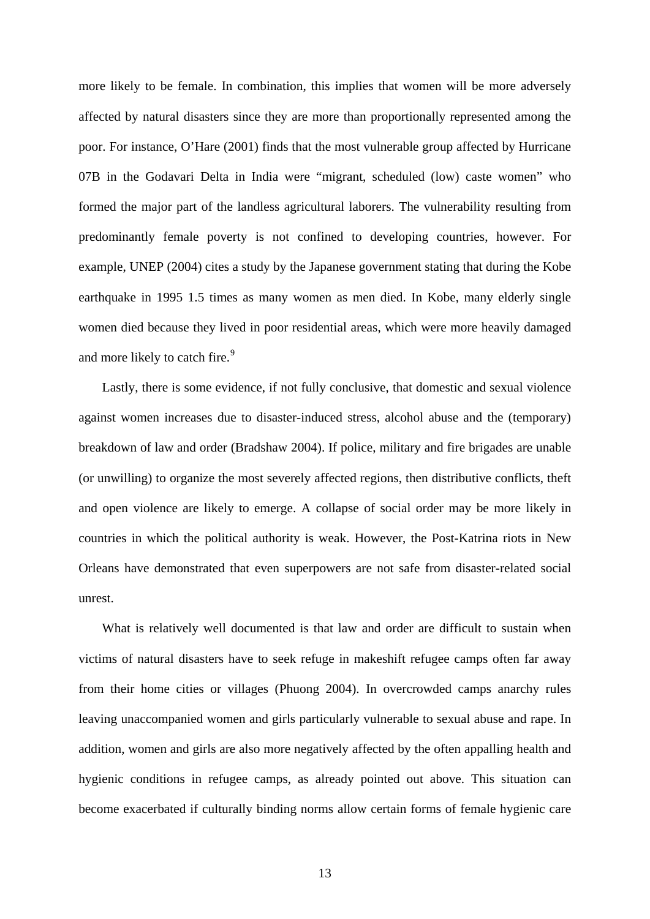more likely to be female. In combination, this implies that women will be more adversely affected by natural disasters since they are more than proportionally represented among the poor. For instance, O'Hare (2001) finds that the most vulnerable group affected by Hurricane 07B in the Godavari Delta in India were "migrant, scheduled (low) caste women" who formed the major part of the landless agricultural laborers. The vulnerability resulting from predominantly female poverty is not confined to developing countries, however. For example, UNEP (2004) cites a study by the Japanese government stating that during the Kobe earthquake in 1995 1.5 times as many women as men died. In Kobe, many elderly single women died because they lived in poor residential areas, which were more heavily damaged and more likely to catch fire.[9]

Lastly, there is some evidence, if not fully conclusive, that domestic and sexual violence against women increases due to disaster-induced stress, alcohol abuse and the (temporary) breakdown of law and order (Bradshaw 2004). If police, military and fire brigades are unable (or unwilling) to organize the most severely affected regions, then distributive conflicts, theft and open violence are likely to emerge. A collapse of social order may be more likely in countries in which the political authority is weak. However, the Post-Katrina riots in New Orleans have demonstrated that even superpowers are not safe from disaster-related social unrest.

What is relatively well documented is that law and order are difficult to sustain when victims of natural disasters have to seek refuge in makeshift refugee camps often far away from their home cities or villages (Phuong 2004). In overcrowded camps anarchy rules leaving unaccompanied women and girls particularly vulnerable to sexual abuse and rape. In addition, women and girls are also more negatively affected by the often appalling health and hygienic conditions in refugee camps, as already pointed out above. This situation can become exacerbated if culturally binding norms allow certain forms of female hygienic care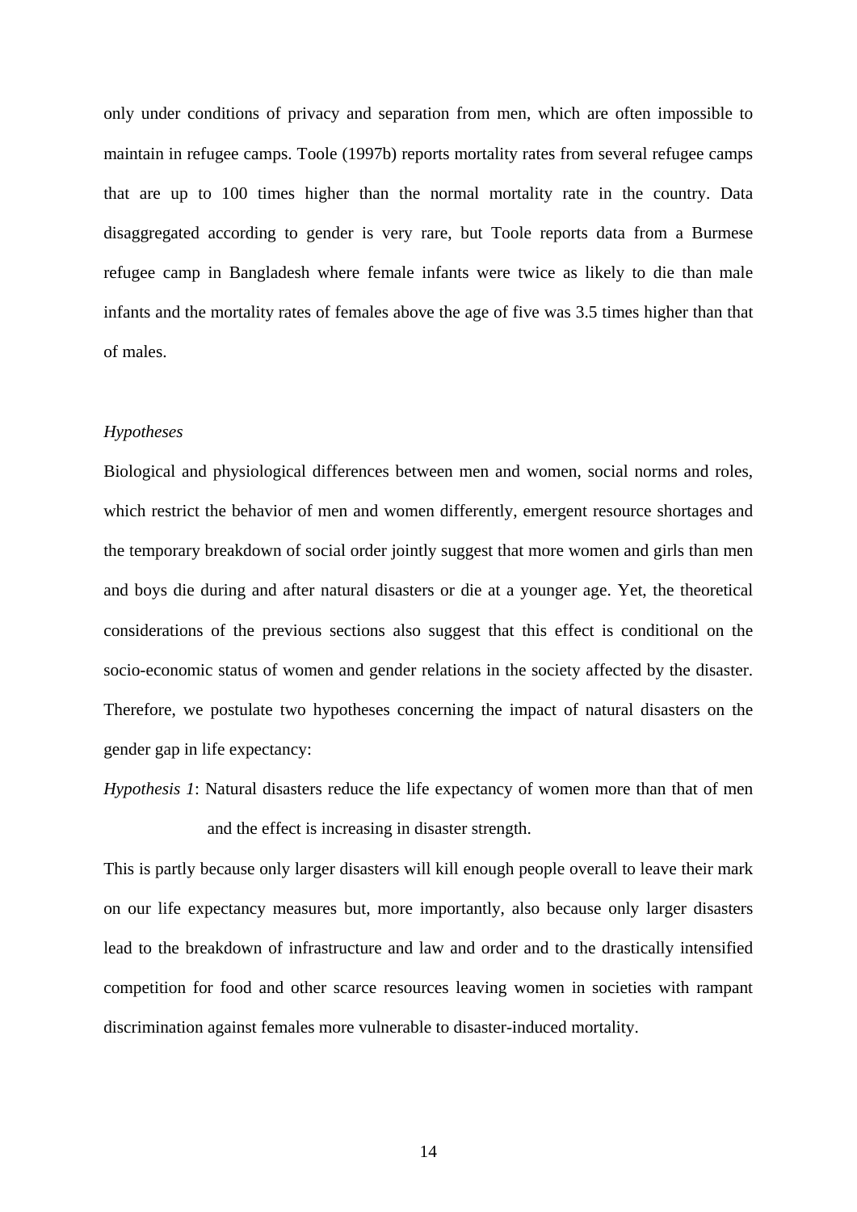only under conditions of privacy and separation from men, which are often impossible to maintain in refugee camps. Toole (1997b) reports mortality rates from several refugee camps that are up to 100 times higher than the normal mortality rate in the country. Data disaggregated according to gender is very rare, but Toole reports data from a Burmese refugee camp in Bangladesh where female infants were twice as likely to die than male infants and the mortality rates of females above the age of five was 3.5 times higher than that of males.

*Hypotheses*

Biological and physiological differences between men and women, social norms and roles, which restrict the behavior of men and women differently, emergent resource shortages and the temporary breakdown of social order jointly suggest that more women and girls than men and boys die during and after natural disasters or die at a younger age. Yet, the theoretical considerations of the previous sections also suggest that this effect is conditional on the socio-economic status of women and gender relations in the society affected by the disaster. Therefore, we postulate two hypotheses concerning the impact of natural disasters on the gender gap in life expectancy:

*Hypothesis 1*: Natural disasters reduce the life expectancy of women more than that of men and the effect is increasing in disaster strength.

This is partly because only larger disasters will kill enough people overall to leave their mark on our life expectancy measures but, more importantly, also because only larger disasters lead to the breakdown of infrastructure and law and order and to the drastically intensified competition for food and other scarce resources leaving women in societies with rampant discrimination against females more vulnerable to disaster-induced mortality.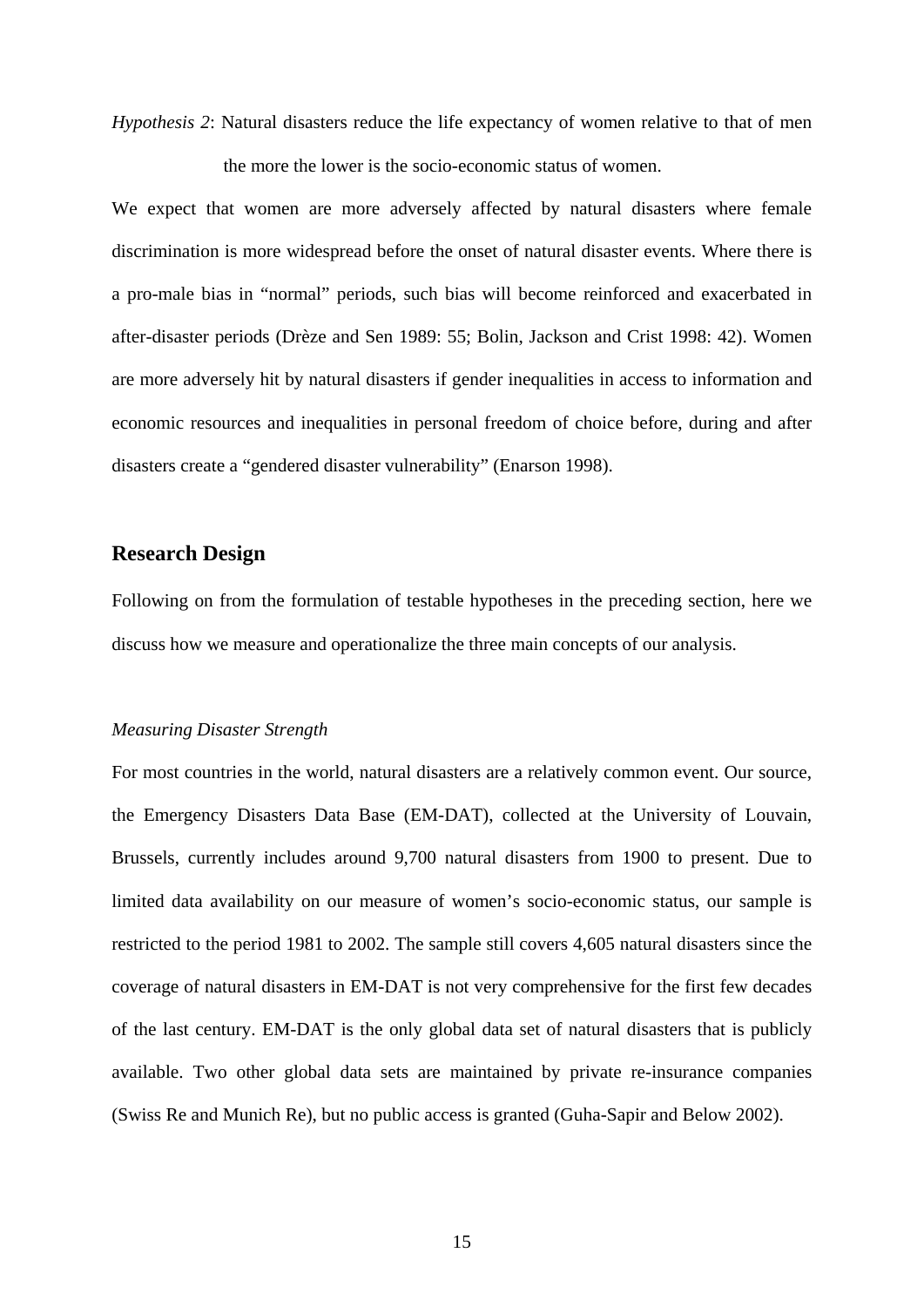*Hypothesis 2*: Natural disasters reduce the life expectancy of women relative to that of men the more the lower is the socio-economic status of women.

We expect that women are more adversely affected by natural disasters where female discrimination is more widespread before the onset of natural disaster events. Where there is a pro-male bias in "normal" periods, such bias will become reinforced and exacerbated in after-disaster periods (Drèze and Sen 1989: 55; Bolin, Jackson and Crist 1998: 42). Women are more adversely hit by natural disasters if gender inequalities in access to information and economic resources and inequalities in personal freedom of choice before, during and after disasters create a "gendered disaster vulnerability" (Enarson 1998).

## Research Design

Following on from the formulation of testable hypotheses in the preceding section, here we discuss how we measure and operationalize the three main concepts of our analysis.

### *Measuring Disaster Strength*

For most countries in the world, natural disasters are a relatively common event. Our source, the Emergency Disasters Data Base (EM-DAT), collected at the University of Louvain, Brussels, currently includes around 9,700 natural disasters from 1900 to present. Due to limited data availability on our measure of women's socio-economic status, our sample is restricted to the period 1981 to 2002. The sample still covers 4,605 natural disasters since the coverage of natural disasters in EM-DAT is not very comprehensive for the first few decades of the last century. EM-DAT is the only global data set of natural disasters that is publicly available. Two other global data sets are maintained by private re-insurance companies (Swiss Re and Munich Re), but no public access is granted (Guha-Sapir and Below 2002).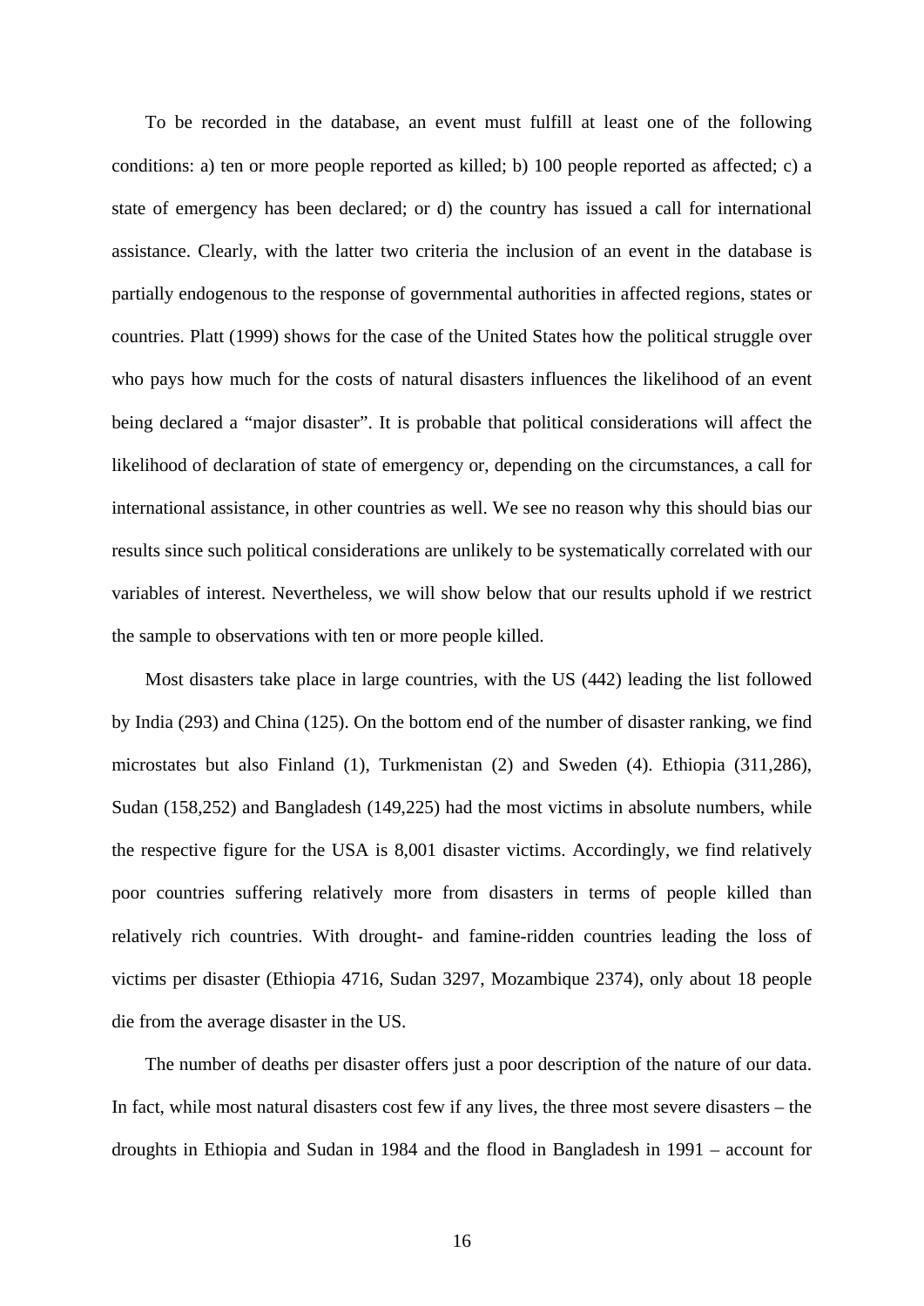To be recorded in the database, an event must fulfill at least one of the following conditions: a) ten or more people reported as killed; b) 100 people reported as affected; c) a state of emergency has been declared; or d) the country has issued a call for international assistance. Clearly, with the latter two criteria the inclusion of an event in the database is partially endogenous to the response of governmental authorities in affected regions, states or countries. Platt (1999) shows for the case of the United States how the political struggle over who pays how much for the costs of natural disasters influences the likelihood of an event being declared a "major disaster". It is probable that political considerations will affect the likelihood of declaration of state of emergency or, depending on the circumstances, a call for international assistance, in other countries as well. We see no reason why this should bias our results since such political considerations are unlikely to be systematically correlated with our variables of interest. Nevertheless, we will show below that our results uphold if we restrict the sample to observations with ten or more people killed.

Most disasters take place in large countries, with the US (442) leading the list followed by India (293) and China (125). On the bottom end of the number of disaster ranking, we find microstates but also Finland (1), Turkmenistan (2) and Sweden (4). Ethiopia (311,286), Sudan (158,252) and Bangladesh (149,225) had the most victims in absolute numbers, while the respective figure for the USA is 8,001 disaster victims. Accordingly, we find relatively poor countries suffering relatively more from disasters in terms of people killed than relatively rich countries. With drought- and famine-ridden countries leading the loss of victims per disaster (Ethiopia 4716, Sudan 3297, Mozambique 2374), only about 18 people die from the average disaster in the US.

The number of deaths per disaster offers just a poor description of the nature of our data. In fact, while most natural disasters cost few if any lives, the three most severe disasters – the droughts in Ethiopia and Sudan in 1984 and the flood in Bangladesh in 1991 – account for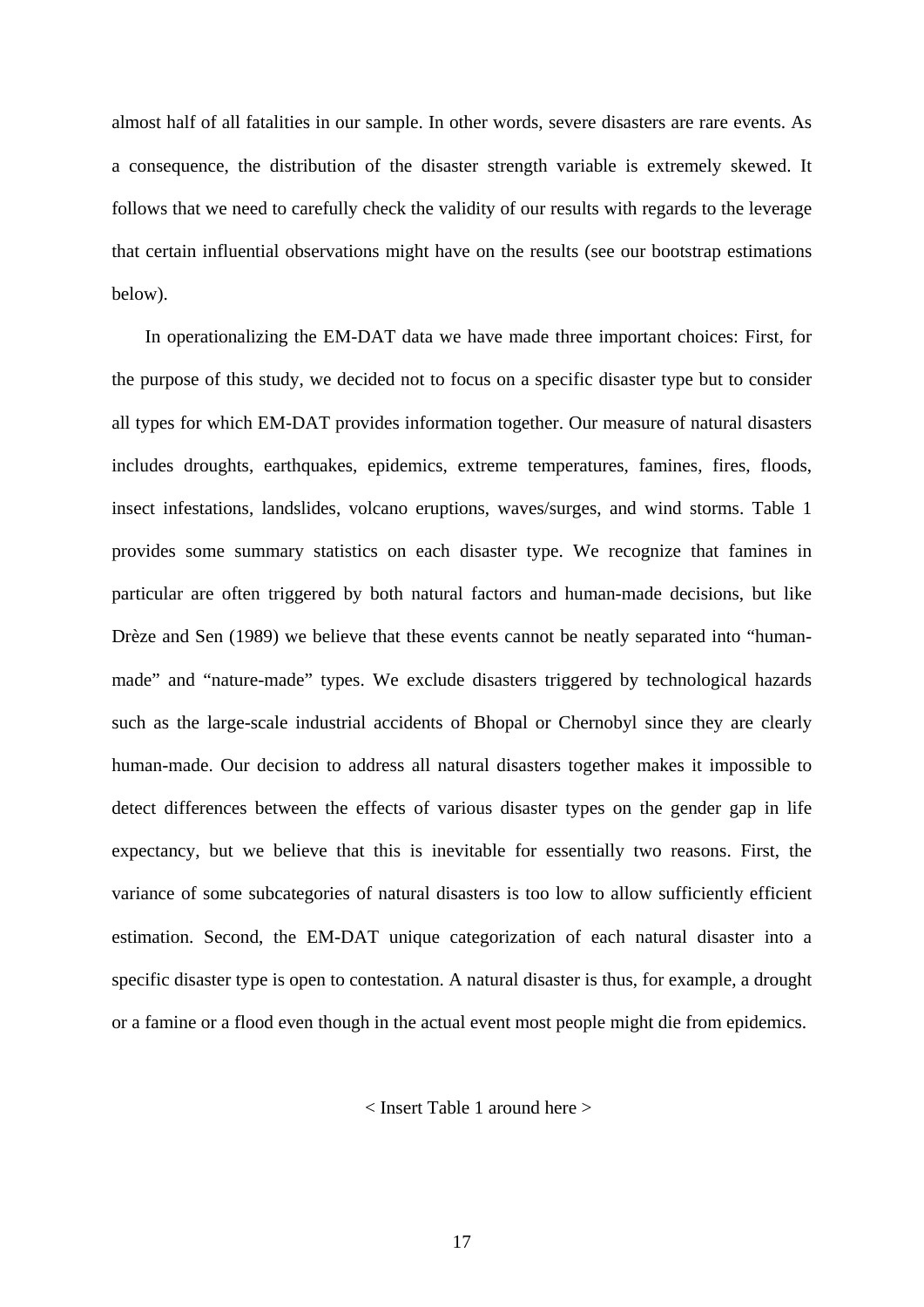almost half of all fatalities in our sample. In other words, severe disasters are rare events. As a consequence, the distribution of the disaster strength variable is extremely skewed. It follows that we need to carefully check the validity of our results with regards to the leverage that certain influential observations might have on the results (see our bootstrap estimations below).

In operationalizing the EM-DAT data we have made three important choices: First, for the purpose of this study, we decided not to focus on a specific disaster type but to consider all types for which EM-DAT provides information together. Our measure of natural disasters includes droughts, earthquakes, epidemics, extreme temperatures, famines, fires, floods, insect infestations, landslides, volcano eruptions, waves/surges, and wind storms. Table 1 provides some summary statistics on each disaster type. We recognize that famines in particular are often triggered by both natural factors and human-made decisions, but like Drèze and Sen (1989) we believe that these events cannot be neatly separated into "human-made" and "nature-made" types. We exclude disasters triggered by technological hazards such as the large-scale industrial accidents of Bhopal or Chernobyl since they are clearly human-made. Our decision to address all natural disasters together makes it impossible to detect differences between the effects of various disaster types on the gender gap in life expectancy, but we believe that this is inevitable for essentially two reasons. First, the variance of some subcategories of natural disasters is too low to allow sufficiently efficient estimation. Second, the EM-DAT unique categorization of each natural disaster into a specific disaster type is open to contestation. A natural disaster is thus, for example, a drought or a famine or a flood even though in the actual event most people might die from epidemics.

< Insert Table 1 around here >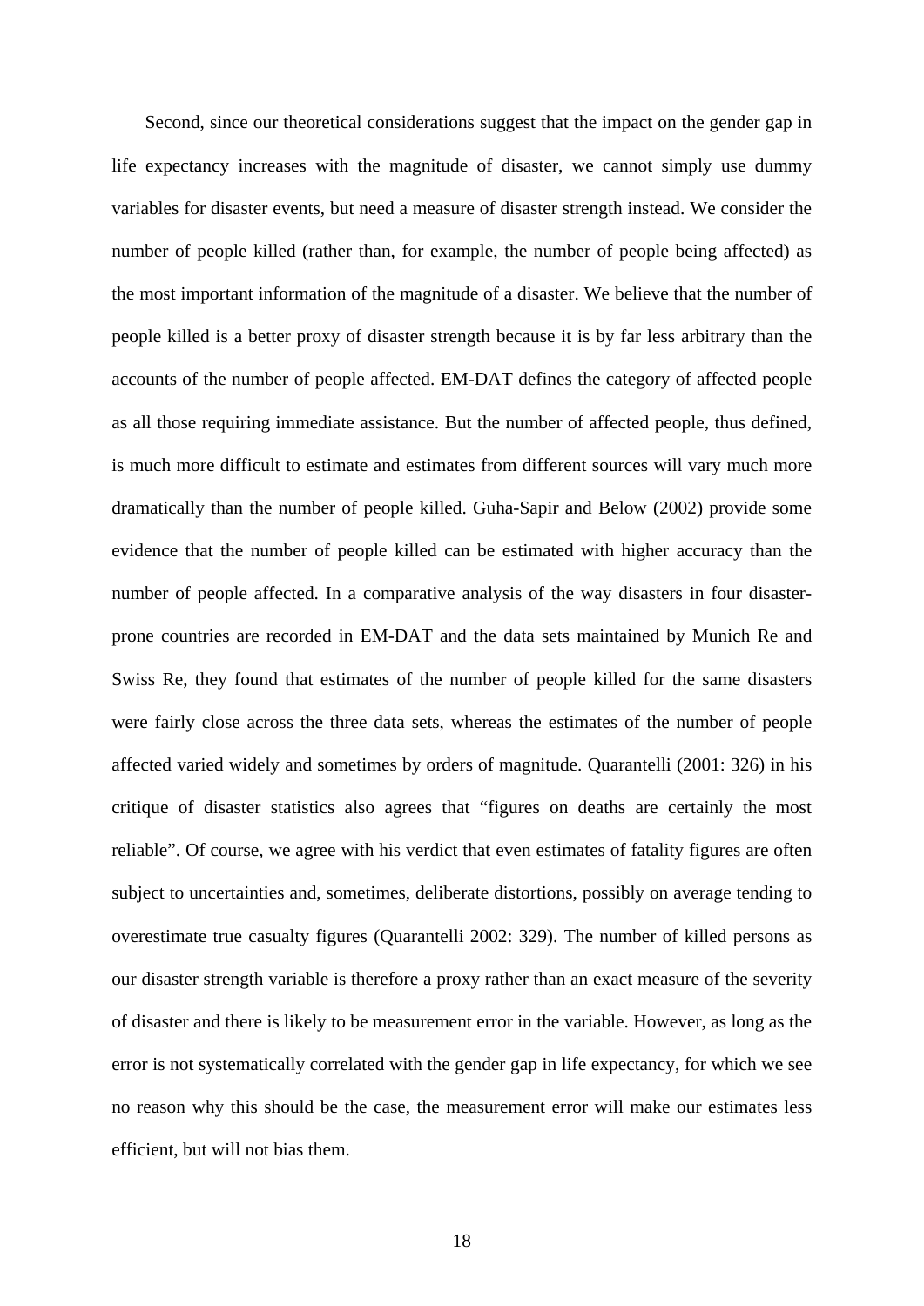Second, since our theoretical considerations suggest that the impact on the gender gap in life expectancy increases with the magnitude of disaster, we cannot simply use dummy variables for disaster events, but need a measure of disaster strength instead. We consider the number of people killed (rather than, for example, the number of people being affected) as the most important information of the magnitude of a disaster. We believe that the number of people killed is a better proxy of disaster strength because it is by far less arbitrary than the accounts of the number of people affected. EM-DAT defines the category of affected people as all those requiring immediate assistance. But the number of affected people, thus defined, is much more difficult to estimate and estimates from different sources will vary much more dramatically than the number of people killed. Guha-Sapir and Below (2002) provide some evidence that the number of people killed can be estimated with higher accuracy than the number of people affected. In a comparative analysis of the way disasters in four disaster-prone countries are recorded in EM-DAT and the data sets maintained by Munich Re and Swiss Re, they found that estimates of the number of people killed for the same disasters were fairly close across the three data sets, whereas the estimates of the number of people affected varied widely and sometimes by orders of magnitude. Quarantelli (2001: 326) in his critique of disaster statistics also agrees that "figures on deaths are certainly the most reliable". Of course, we agree with his verdict that even estimates of fatality figures are often subject to uncertainties and, sometimes, deliberate distortions, possibly on average tending to overestimate true casualty figures (Quarantelli 2002: 329). The number of killed persons as our disaster strength variable is therefore a proxy rather than an exact measure of the severity of disaster and there is likely to be measurement error in the variable. However, as long as the error is not systematically correlated with the gender gap in life expectancy, for which we see no reason why this should be the case, the measurement error will make our estimates less efficient, but will not bias them.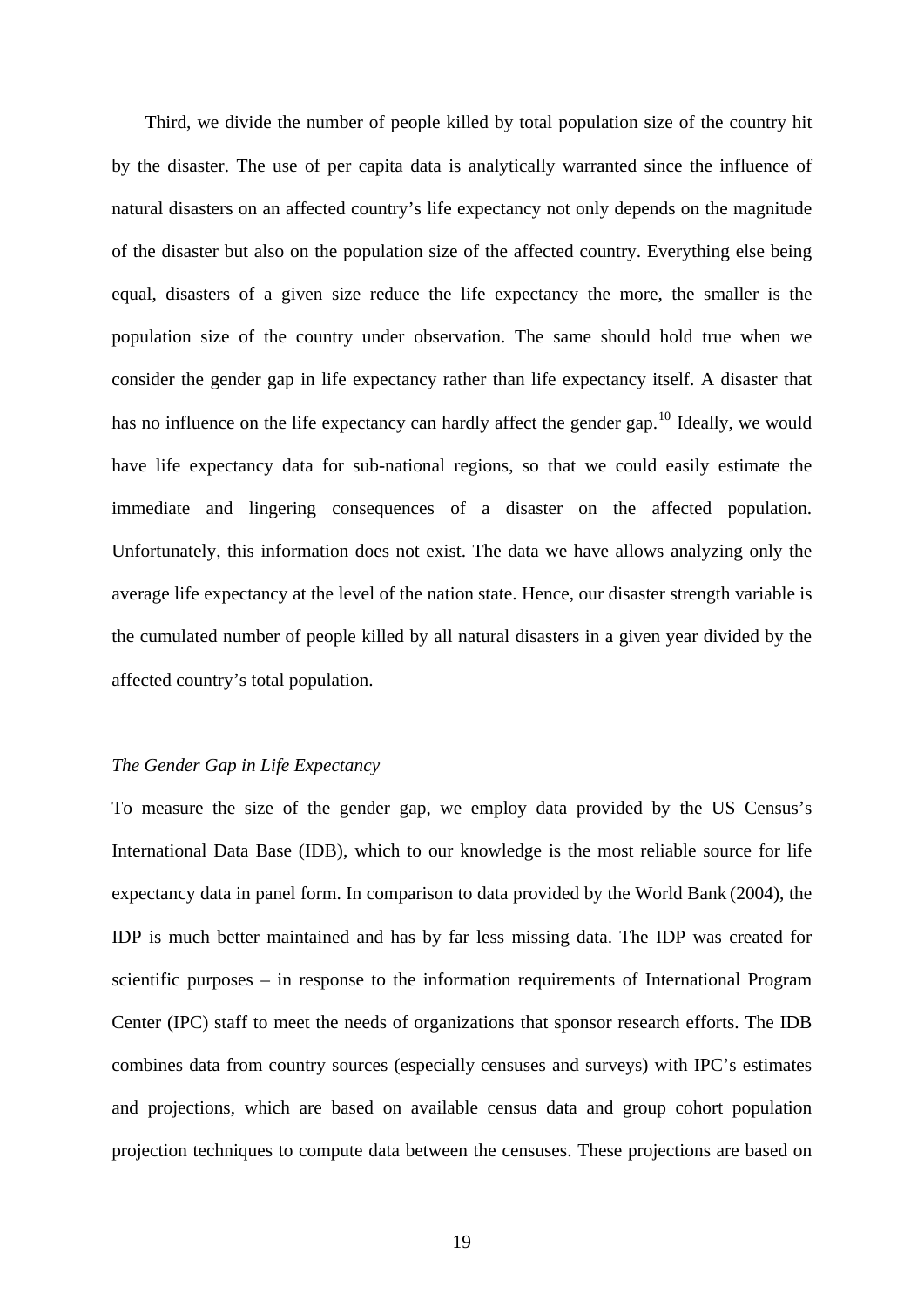Third, we divide the number of people killed by total population size of the country hit by the disaster. The use of per capita data is analytically warranted since the influence of natural disasters on an affected country's life expectancy not only depends on the magnitude of the disaster but also on the population size of the affected country. Everything else being equal, disasters of a given size reduce the life expectancy the more, the smaller is the population size of the country under observation. The same should hold true when we consider the gender gap in life expectancy rather than life expectancy itself. A disaster that has no influence on the life expectancy can hardly affect the gender gap.[10] Ideally, we would have life expectancy data for sub-national regions, so that we could easily estimate the immediate and lingering consequences of a disaster on the affected population. Unfortunately, this information does not exist. The data we have allows analyzing only the average life expectancy at the level of the nation state. Hence, our disaster strength variable is the cumulated number of people killed by all natural disasters in a given year divided by the affected country's total population.

*The Gender Gap in Life Expectancy*

To measure the size of the gender gap, we employ data provided by the US Census's International Data Base (IDB), which to our knowledge is the most reliable source for life expectancy data in panel form. In comparison to data provided by the World Bank (2004), the IDP is much better maintained and has by far less missing data. The IDP was created for scientific purposes – in response to the information requirements of International Program Center (IPC) staff to meet the needs of organizations that sponsor research efforts. The IDB combines data from country sources (especially censuses and surveys) with IPC's estimates and projections, which are based on available census data and group cohort population projection techniques to compute data between the censuses. These projections are based on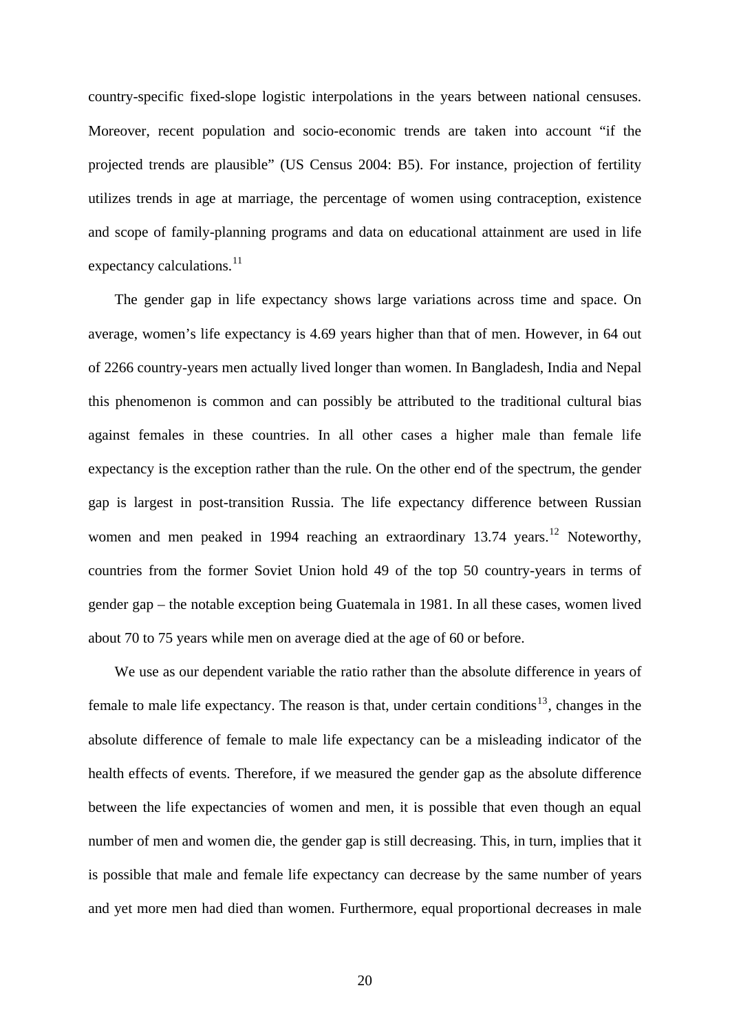country-specific fixed-slope logistic interpolations in the years between national censuses. Moreover, recent population and socio-economic trends are taken into account "if the projected trends are plausible" (US Census 2004: B5). For instance, projection of fertility utilizes trends in age at marriage, the percentage of women using contraception, existence and scope of family-planning programs and data on educational attainment are used in life expectancy calculations.[11]

The gender gap in life expectancy shows large variations across time and space. On average, women's life expectancy is 4.69 years higher than that of men. However, in 64 out of 2266 country-years men actually lived longer than women. In Bangladesh, India and Nepal this phenomenon is common and can possibly be attributed to the traditional cultural bias against females in these countries. In all other cases a higher male than female life expectancy is the exception rather than the rule. On the other end of the spectrum, the gender gap is largest in post-transition Russia. The life expectancy difference between Russian women and men peaked in 1994 reaching an extraordinary 13.74 years.[12] Noteworthy, countries from the former Soviet Union hold 49 of the top 50 country-years in terms of gender gap – the notable exception being Guatemala in 1981. In all these cases, women lived about 70 to 75 years while men on average died at the age of 60 or before.

We use as our dependent variable the ratio rather than the absolute difference in years of female to male life expectancy. The reason is that, under certain conditions[13], changes in the absolute difference of female to male life expectancy can be a misleading indicator of the health effects of events. Therefore, if we measured the gender gap as the absolute difference between the life expectancies of women and men, it is possible that even though an equal number of men and women die, the gender gap is still decreasing. This, in turn, implies that it is possible that male and female life expectancy can decrease by the same number of years and yet more men had died than women. Furthermore, equal proportional decreases in male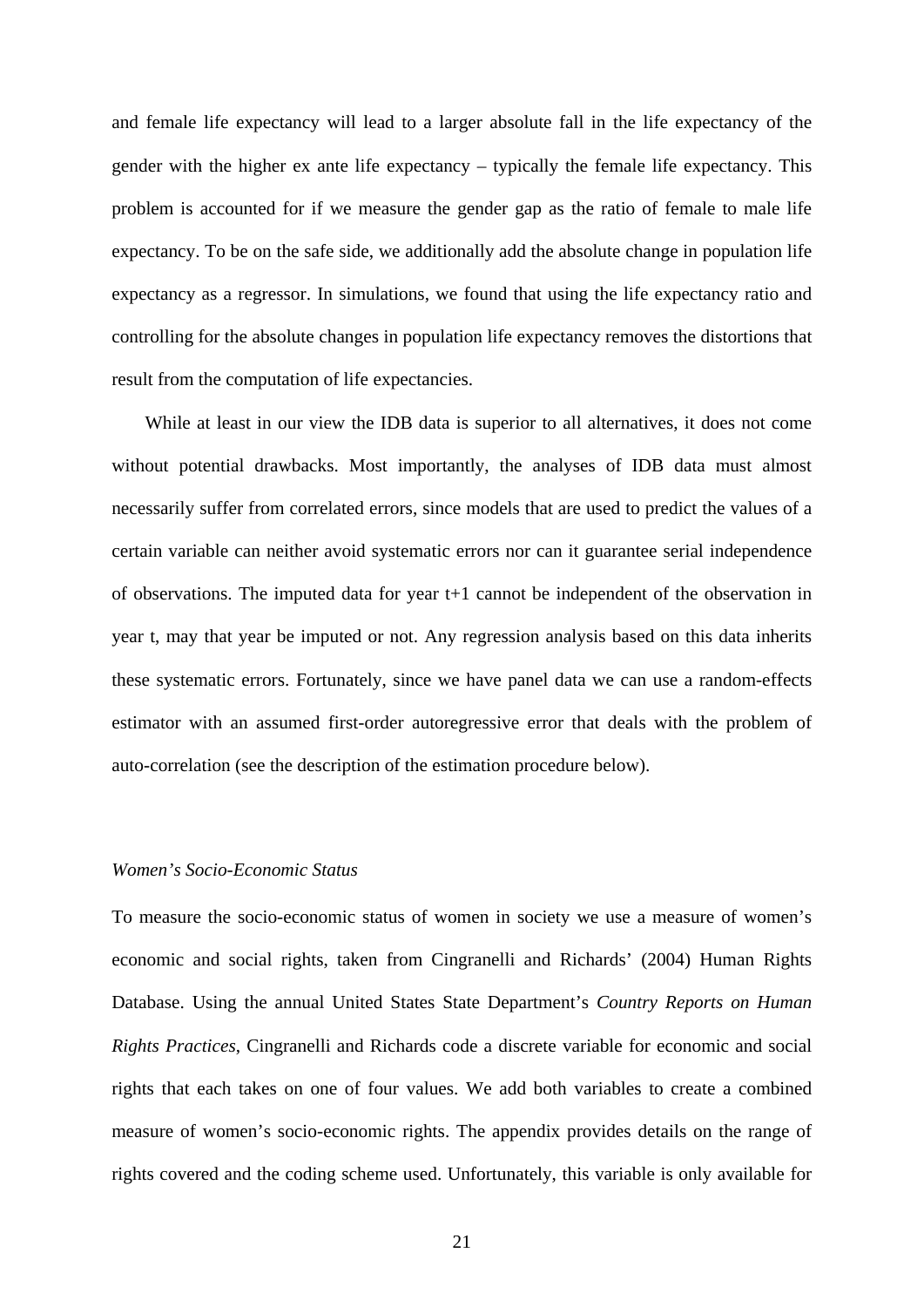and female life expectancy will lead to a larger absolute fall in the life expectancy of the gender with the higher ex ante life expectancy – typically the female life expectancy. This problem is accounted for if we measure the gender gap as the ratio of female to male life expectancy. To be on the safe side, we additionally add the absolute change in population life expectancy as a regressor. In simulations, we found that using the life expectancy ratio and controlling for the absolute changes in population life expectancy removes the distortions that result from the computation of life expectancies.

While at least in our view the IDB data is superior to all alternatives, it does not come without potential drawbacks. Most importantly, the analyses of IDB data must almost necessarily suffer from correlated errors, since models that are used to predict the values of a certain variable can neither avoid systematic errors nor can it guarantee serial independence of observations. The imputed data for year t+1 cannot be independent of the observation in year t, may that year be imputed or not. Any regression analysis based on this data inherits these systematic errors. Fortunately, since we have panel data we can use a random-effects estimator with an assumed first-order autoregressive error that deals with the problem of auto-correlation (see the description of the estimation procedure below).

*Women's Socio-Economic Status*

To measure the socio-economic status of women in society we use a measure of women's economic and social rights, taken from Cingranelli and Richards' (2004) Human Rights Database. Using the annual United States State Department's *Country Reports on Human Rights Practices*, Cingranelli and Richards code a discrete variable for economic and social rights that each takes on one of four values. We add both variables to create a combined measure of women's socio-economic rights. The appendix provides details on the range of rights covered and the coding scheme used. Unfortunately, this variable is only available for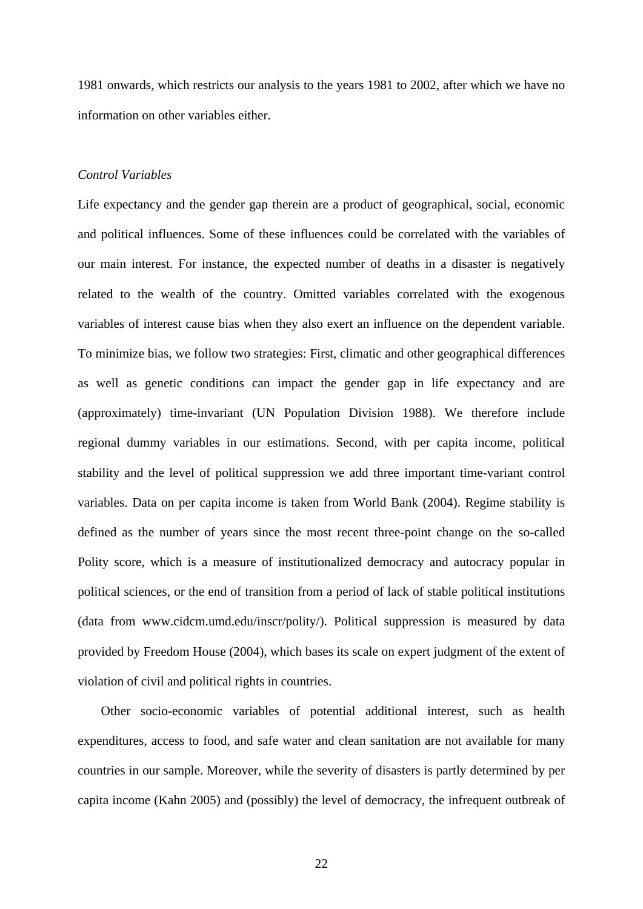1981 onwards, which restricts our analysis to the years 1981 to 2002, after which we have no information on other variables either.

*Control Variables*

Life expectancy and the gender gap therein are a product of geographical, social, economic and political influences. Some of these influences could be correlated with the variables of our main interest. For instance, the expected number of deaths in a disaster is negatively related to the wealth of the country. Omitted variables correlated with the exogenous variables of interest cause bias when they also exert an influence on the dependent variable. To minimize bias, we follow two strategies: First, climatic and other geographical differences as well as genetic conditions can impact the gender gap in life expectancy and are (approximately) time-invariant (UN Population Division 1988). We therefore include regional dummy variables in our estimations. Second, with per capita income, political stability and the level of political suppression we add three important time-variant control variables. Data on per capita income is taken from World Bank (2004). Regime stability is defined as the number of years since the most recent three-point change on the so-called Polity score, which is a measure of institutionalized democracy and autocracy popular in political sciences, or the end of transition from a period of lack of stable political institutions (data from www.cidcm.umd.edu/inscr/polity/). Political suppression is measured by data provided by Freedom House (2004), which bases its scale on expert judgment of the extent of violation of civil and political rights in countries.

Other socio-economic variables of potential additional interest, such as health expenditures, access to food, and safe water and clean sanitation are not available for many countries in our sample. Moreover, while the severity of disasters is partly determined by per capita income (Kahn 2005) and (possibly) the level of democracy, the infrequent outbreak of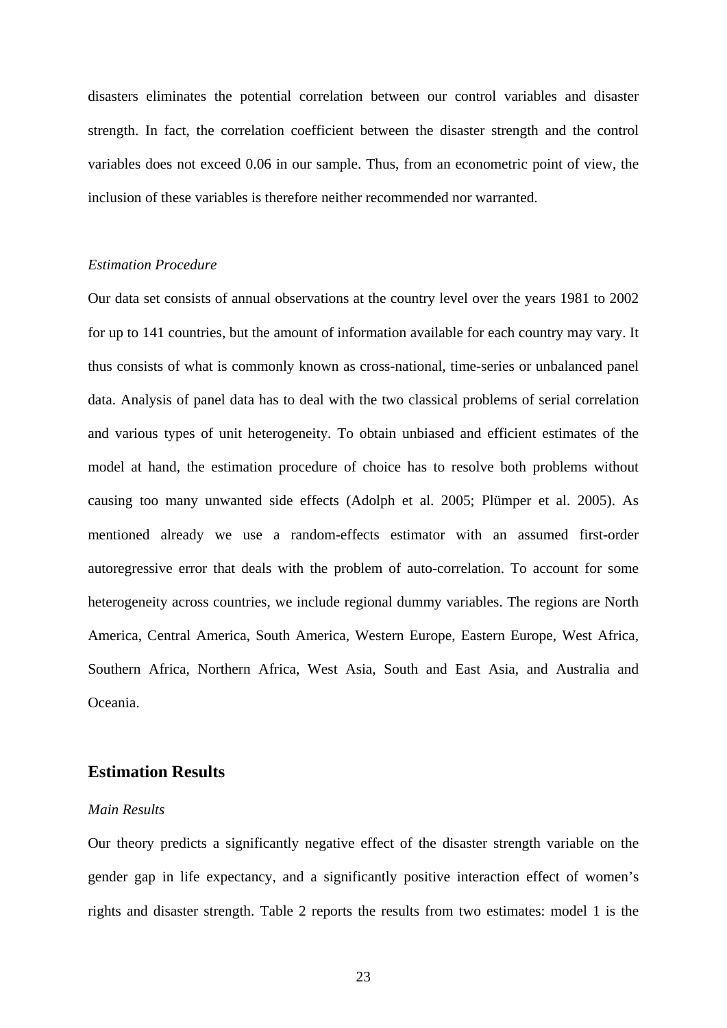disasters eliminates the potential correlation between our control variables and disaster strength. In fact, the correlation coefficient between the disaster strength and the control variables does not exceed 0.06 in our sample. Thus, from an econometric point of view, the inclusion of these variables is therefore neither recommended nor warranted.

*Estimation Procedure*

Our data set consists of annual observations at the country level over the years 1981 to 2002 for up to 141 countries, but the amount of information available for each country may vary. It thus consists of what is commonly known as cross-national, time-series or unbalanced panel data. Analysis of panel data has to deal with the two classical problems of serial correlation and various types of unit heterogeneity. To obtain unbiased and efficient estimates of the model at hand, the estimation procedure of choice has to resolve both problems without causing too many unwanted side effects (Adolph et al. 2005; Plümper et al. 2005). As mentioned already we use a random-effects estimator with an assumed first-order autoregressive error that deals with the problem of auto-correlation. To account for some heterogeneity across countries, we include regional dummy variables. The regions are North America, Central America, South America, Western Europe, Eastern Europe, West Africa, Southern Africa, Northern Africa, West Asia, South and East Asia, and Australia and Oceania.

## Estimation Results

*Main Results*

Our theory predicts a significantly negative effect of the disaster strength variable on the gender gap in life expectancy, and a significantly positive interaction effect of women's rights and disaster strength. Table 2 reports the results from two estimates: model 1 is the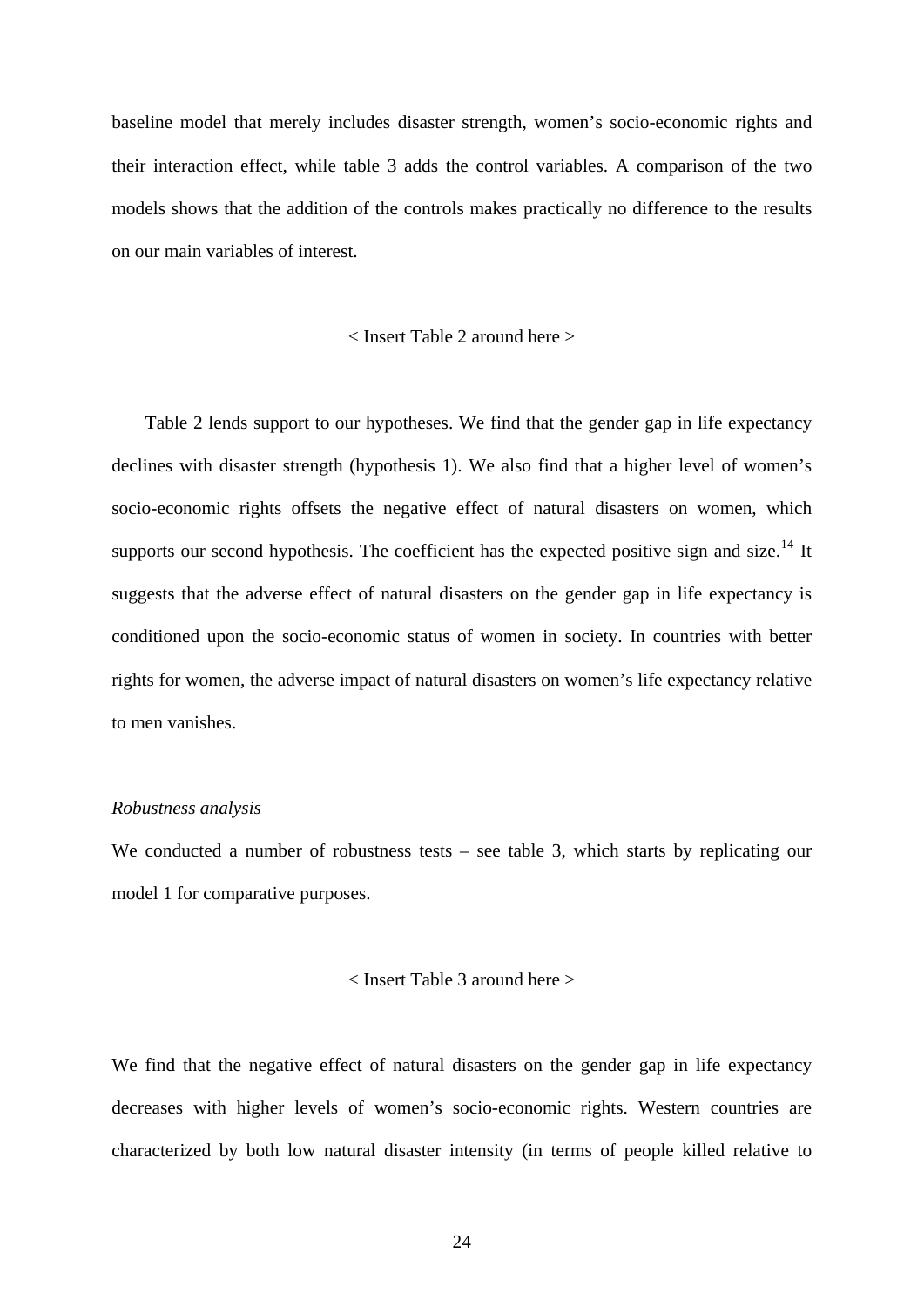baseline model that merely includes disaster strength, women's socio-economic rights and their interaction effect, while table 3 adds the control variables. A comparison of the two models shows that the addition of the controls makes practically no difference to the results on our main variables of interest.

< Insert Table 2 around here >

Table 2 lends support to our hypotheses. We find that the gender gap in life expectancy declines with disaster strength (hypothesis 1). We also find that a higher level of women's socio-economic rights offsets the negative effect of natural disasters on women, which supports our second hypothesis. The coefficient has the expected positive sign and size.[14] It suggests that the adverse effect of natural disasters on the gender gap in life expectancy is conditioned upon the socio-economic status of women in society. In countries with better rights for women, the adverse impact of natural disasters on women's life expectancy relative to men vanishes.

*Robustness analysis*

We conducted a number of robustness tests – see table 3, which starts by replicating our model 1 for comparative purposes.

< Insert Table 3 around here >

We find that the negative effect of natural disasters on the gender gap in life expectancy decreases with higher levels of women's socio-economic rights. Western countries are characterized by both low natural disaster intensity (in terms of people killed relative to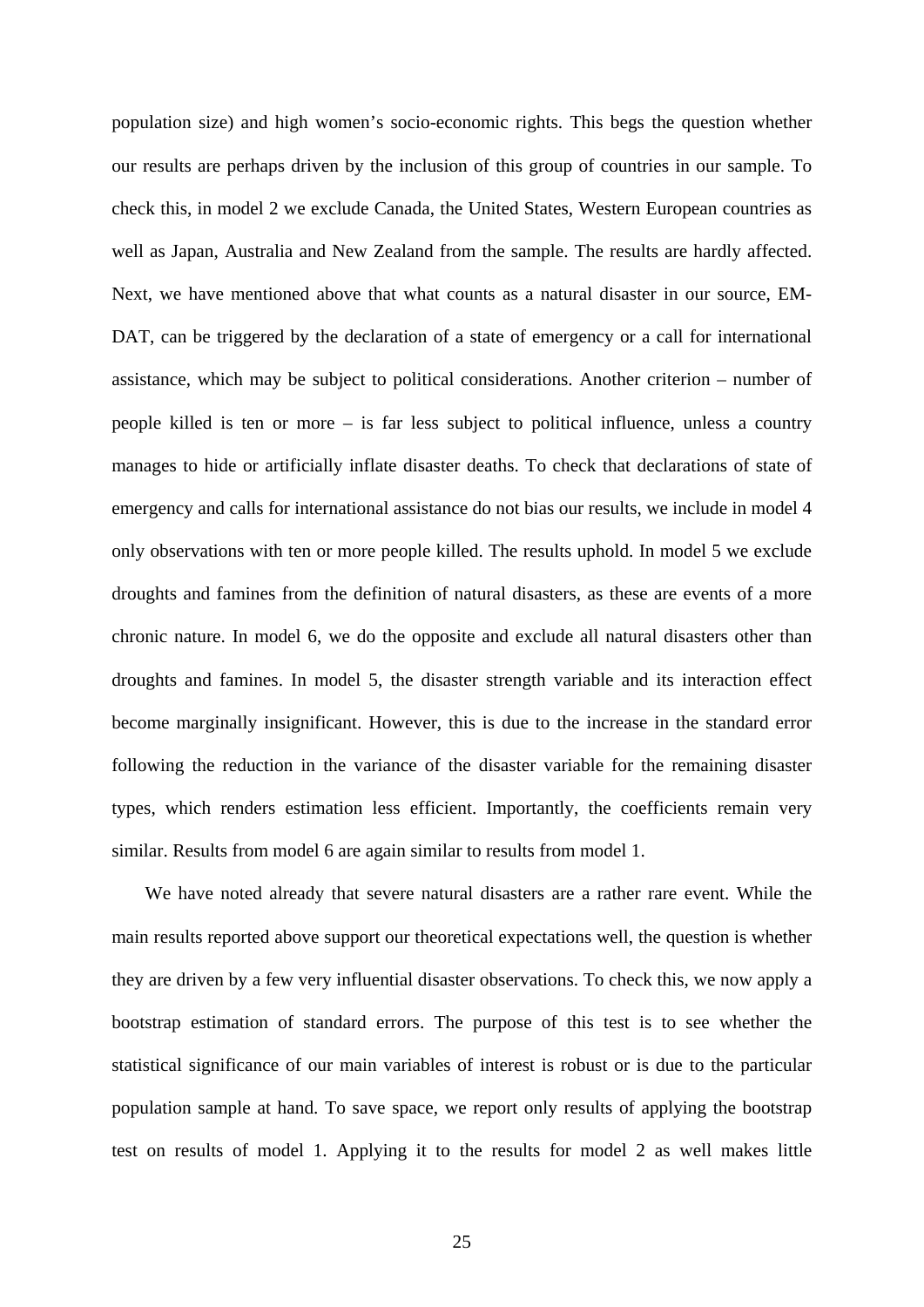population size) and high women's socio-economic rights. This begs the question whether our results are perhaps driven by the inclusion of this group of countries in our sample. To check this, in model 2 we exclude Canada, the United States, Western European countries as well as Japan, Australia and New Zealand from the sample. The results are hardly affected. Next, we have mentioned above that what counts as a natural disaster in our source, EM-DAT, can be triggered by the declaration of a state of emergency or a call for international assistance, which may be subject to political considerations. Another criterion – number of people killed is ten or more – is far less subject to political influence, unless a country manages to hide or artificially inflate disaster deaths. To check that declarations of state of emergency and calls for international assistance do not bias our results, we include in model 4 only observations with ten or more people killed. The results uphold. In model 5 we exclude droughts and famines from the definition of natural disasters, as these are events of a more chronic nature. In model 6, we do the opposite and exclude all natural disasters other than droughts and famines. In model 5, the disaster strength variable and its interaction effect become marginally insignificant. However, this is due to the increase in the standard error following the reduction in the variance of the disaster variable for the remaining disaster types, which renders estimation less efficient. Importantly, the coefficients remain very similar. Results from model 6 are again similar to results from model 1.

We have noted already that severe natural disasters are a rather rare event. While the main results reported above support our theoretical expectations well, the question is whether they are driven by a few very influential disaster observations. To check this, we now apply a bootstrap estimation of standard errors. The purpose of this test is to see whether the statistical significance of our main variables of interest is robust or is due to the particular population sample at hand. To save space, we report only results of applying the bootstrap test on results of model 1. Applying it to the results for model 2 as well makes little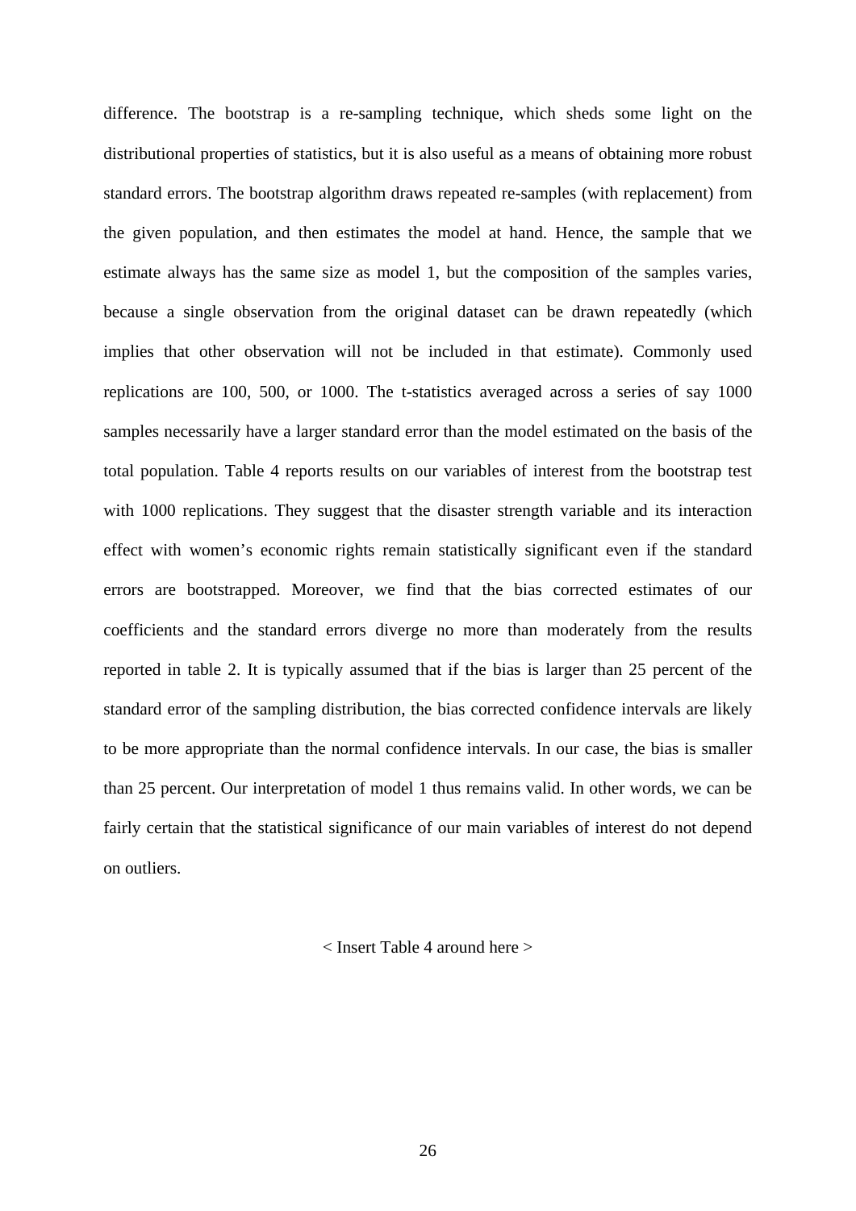difference. The bootstrap is a re-sampling technique, which sheds some light on the distributional properties of statistics, but it is also useful as a means of obtaining more robust standard errors. The bootstrap algorithm draws repeated re-samples (with replacement) from the given population, and then estimates the model at hand. Hence, the sample that we estimate always has the same size as model 1, but the composition of the samples varies, because a single observation from the original dataset can be drawn repeatedly (which implies that other observation will not be included in that estimate). Commonly used replications are 100, 500, or 1000. The t-statistics averaged across a series of say 1000 samples necessarily have a larger standard error than the model estimated on the basis of the total population. Table 4 reports results on our variables of interest from the bootstrap test with 1000 replications. They suggest that the disaster strength variable and its interaction effect with women's economic rights remain statistically significant even if the standard errors are bootstrapped. Moreover, we find that the bias corrected estimates of our coefficients and the standard errors diverge no more than moderately from the results reported in table 2. It is typically assumed that if the bias is larger than 25 percent of the standard error of the sampling distribution, the bias corrected confidence intervals are likely to be more appropriate than the normal confidence intervals. In our case, the bias is smaller than 25 percent. Our interpretation of model 1 thus remains valid. In other words, we can be fairly certain that the statistical significance of our main variables of interest do not depend on outliers.

< Insert Table 4 around here >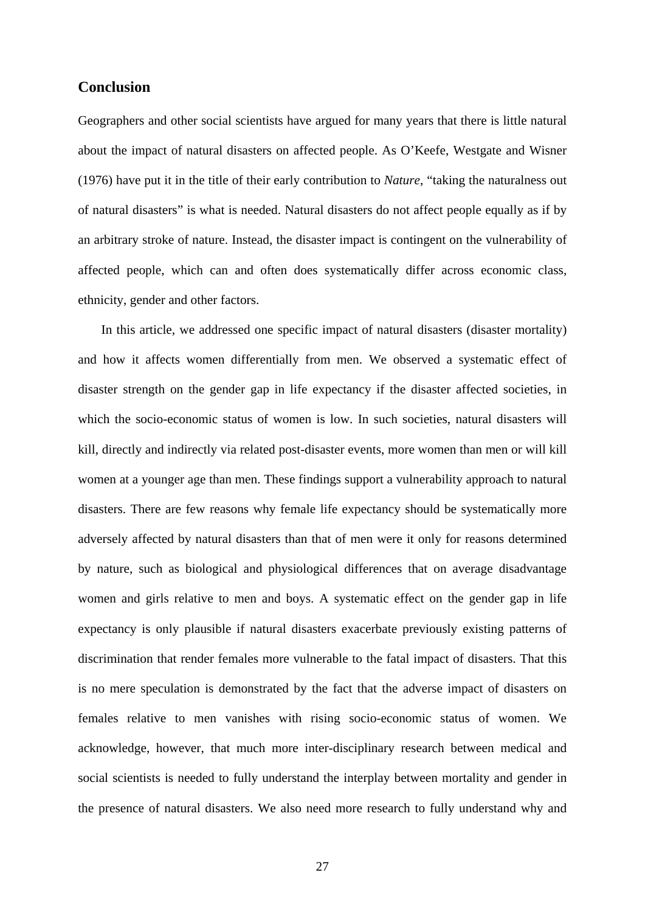## Conclusion

Geographers and other social scientists have argued for many years that there is little natural about the impact of natural disasters on affected people. As O'Keefe, Westgate and Wisner (1976) have put it in the title of their early contribution to *Nature*, "taking the naturalness out of natural disasters" is what is needed. Natural disasters do not affect people equally as if by an arbitrary stroke of nature. Instead, the disaster impact is contingent on the vulnerability of affected people, which can and often does systematically differ across economic class, ethnicity, gender and other factors.

In this article, we addressed one specific impact of natural disasters (disaster mortality) and how it affects women differentially from men. We observed a systematic effect of disaster strength on the gender gap in life expectancy if the disaster affected societies, in which the socio-economic status of women is low. In such societies, natural disasters will kill, directly and indirectly via related post-disaster events, more women than men or will kill women at a younger age than men. These findings support a vulnerability approach to natural disasters. There are few reasons why female life expectancy should be systematically more adversely affected by natural disasters than that of men were it only for reasons determined by nature, such as biological and physiological differences that on average disadvantage women and girls relative to men and boys. A systematic effect on the gender gap in life expectancy is only plausible if natural disasters exacerbate previously existing patterns of discrimination that render females more vulnerable to the fatal impact of disasters. That this is no mere speculation is demonstrated by the fact that the adverse impact of disasters on females relative to men vanishes with rising socio-economic status of women. We acknowledge, however, that much more inter-disciplinary research between medical and social scientists is needed to fully understand the interplay between mortality and gender in the presence of natural disasters. We also need more research to fully understand why and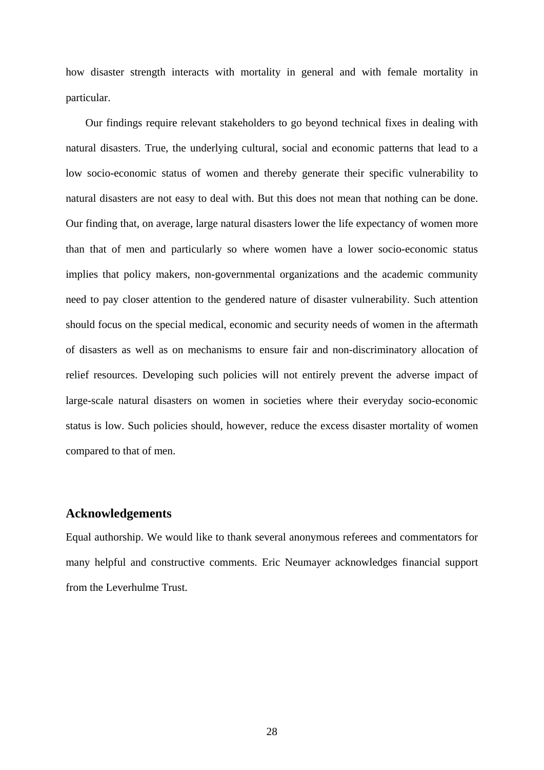how disaster strength interacts with mortality in general and with female mortality in particular.

Our findings require relevant stakeholders to go beyond technical fixes in dealing with natural disasters. True, the underlying cultural, social and economic patterns that lead to a low socio-economic status of women and thereby generate their specific vulnerability to natural disasters are not easy to deal with. But this does not mean that nothing can be done. Our finding that, on average, large natural disasters lower the life expectancy of women more than that of men and particularly so where women have a lower socio-economic status implies that policy makers, non-governmental organizations and the academic community need to pay closer attention to the gendered nature of disaster vulnerability. Such attention should focus on the special medical, economic and security needs of women in the aftermath of disasters as well as on mechanisms to ensure fair and non-discriminatory allocation of relief resources. Developing such policies will not entirely prevent the adverse impact of large-scale natural disasters on women in societies where their everyday socio-economic status is low. Such policies should, however, reduce the excess disaster mortality of women compared to that of men.

## Acknowledgements

Equal authorship. We would like to thank several anonymous referees and commentators for many helpful and constructive comments. Eric Neumayer acknowledges financial support from the Leverhulme Trust.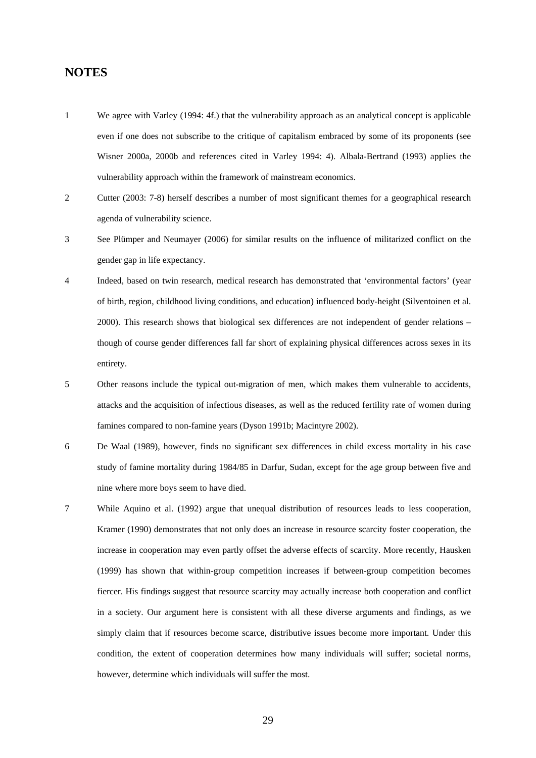## NOTES

1 We agree with Varley (1994: 4f.) that the vulnerability approach as an analytical concept is applicable even if one does not subscribe to the critique of capitalism embraced by some of its proponents (see Wisner 2000a, 2000b and references cited in Varley 1994: 4). Albala-Bertrand (1993) applies the vulnerability approach within the framework of mainstream economics.

2 Cutter (2003: 7-8) herself describes a number of most significant themes for a geographical research agenda of vulnerability science.

3 See Plümper and Neumayer (2006) for similar results on the influence of militarized conflict on the gender gap in life expectancy.

4 Indeed, based on twin research, medical research has demonstrated that 'environmental factors' (year of birth, region, childhood living conditions, and education) influenced body-height (Silventoinen et al. 2000). This research shows that biological sex differences are not independent of gender relations – though of course gender differences fall far short of explaining physical differences across sexes in its entirety.

5 Other reasons include the typical out-migration of men, which makes them vulnerable to accidents, attacks and the acquisition of infectious diseases, as well as the reduced fertility rate of women during famines compared to non-famine years (Dyson 1991b; Macintyre 2002).

6 De Waal (1989), however, finds no significant sex differences in child excess mortality in his case study of famine mortality during 1984/85 in Darfur, Sudan, except for the age group between five and nine where more boys seem to have died.

7 While Aquino et al. (1992) argue that unequal distribution of resources leads to less cooperation, Kramer (1990) demonstrates that not only does an increase in resource scarcity foster cooperation, the increase in cooperation may even partly offset the adverse effects of scarcity. More recently, Hausken (1999) has shown that within-group competition increases if between-group competition becomes fiercer. His findings suggest that resource scarcity may actually increase both cooperation and conflict in a society. Our argument here is consistent with all these diverse arguments and findings, as we simply claim that if resources become scarce, distributive issues become more important. Under this condition, the extent of cooperation determines how many individuals will suffer; societal norms, however, determine which individuals will suffer the most.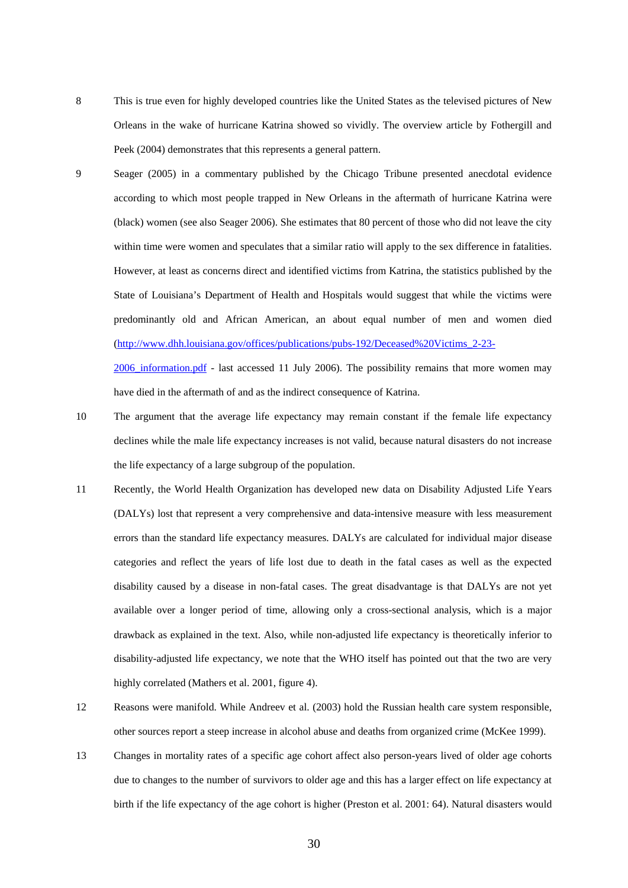8 This is true even for highly developed countries like the United States as the televised pictures of New Orleans in the wake of hurricane Katrina showed so vividly. The overview article by Fothergill and Peek (2004) demonstrates that this represents a general pattern.

9 Seager (2005) in a commentary published by the Chicago Tribune presented anecdotal evidence according to which most people trapped in New Orleans in the aftermath of hurricane Katrina were (black) women (see also Seager 2006). She estimates that 80 percent of those who did not leave the city within time were women and speculates that a similar ratio will apply to the sex difference in fatalities. However, at least as concerns direct and identified victims from Katrina, the statistics published by the State of Louisiana's Department of Health and Hospitals would suggest that while the victims were predominantly old and African American, an about equal number of men and women died (http://www.dhh.louisiana.gov/offices/publications/pubs-192/Deceased%20Victims_2-23-2006_information.pdf - last accessed 11 July 2006). The possibility remains that more women may have died in the aftermath of and as the indirect consequence of Katrina.

10 The argument that the average life expectancy may remain constant if the female life expectancy declines while the male life expectancy increases is not valid, because natural disasters do not increase the life expectancy of a large subgroup of the population.

11 Recently, the World Health Organization has developed new data on Disability Adjusted Life Years (DALYs) lost that represent a very comprehensive and data-intensive measure with less measurement errors than the standard life expectancy measures. DALYs are calculated for individual major disease categories and reflect the years of life lost due to death in the fatal cases as well as the expected disability caused by a disease in non-fatal cases. The great disadvantage is that DALYs are not yet available over a longer period of time, allowing only a cross-sectional analysis, which is a major drawback as explained in the text. Also, while non-adjusted life expectancy is theoretically inferior to disability-adjusted life expectancy, we note that the WHO itself has pointed out that the two are very highly correlated (Mathers et al. 2001, figure 4).

12 Reasons were manifold. While Andreev et al. (2003) hold the Russian health care system responsible, other sources report a steep increase in alcohol abuse and deaths from organized crime (McKee 1999).

13 Changes in mortality rates of a specific age cohort affect also person-years lived of older age cohorts due to changes to the number of survivors to older age and this has a larger effect on life expectancy at birth if the life expectancy of the age cohort is higher (Preston et al. 2001: 64). Natural disasters would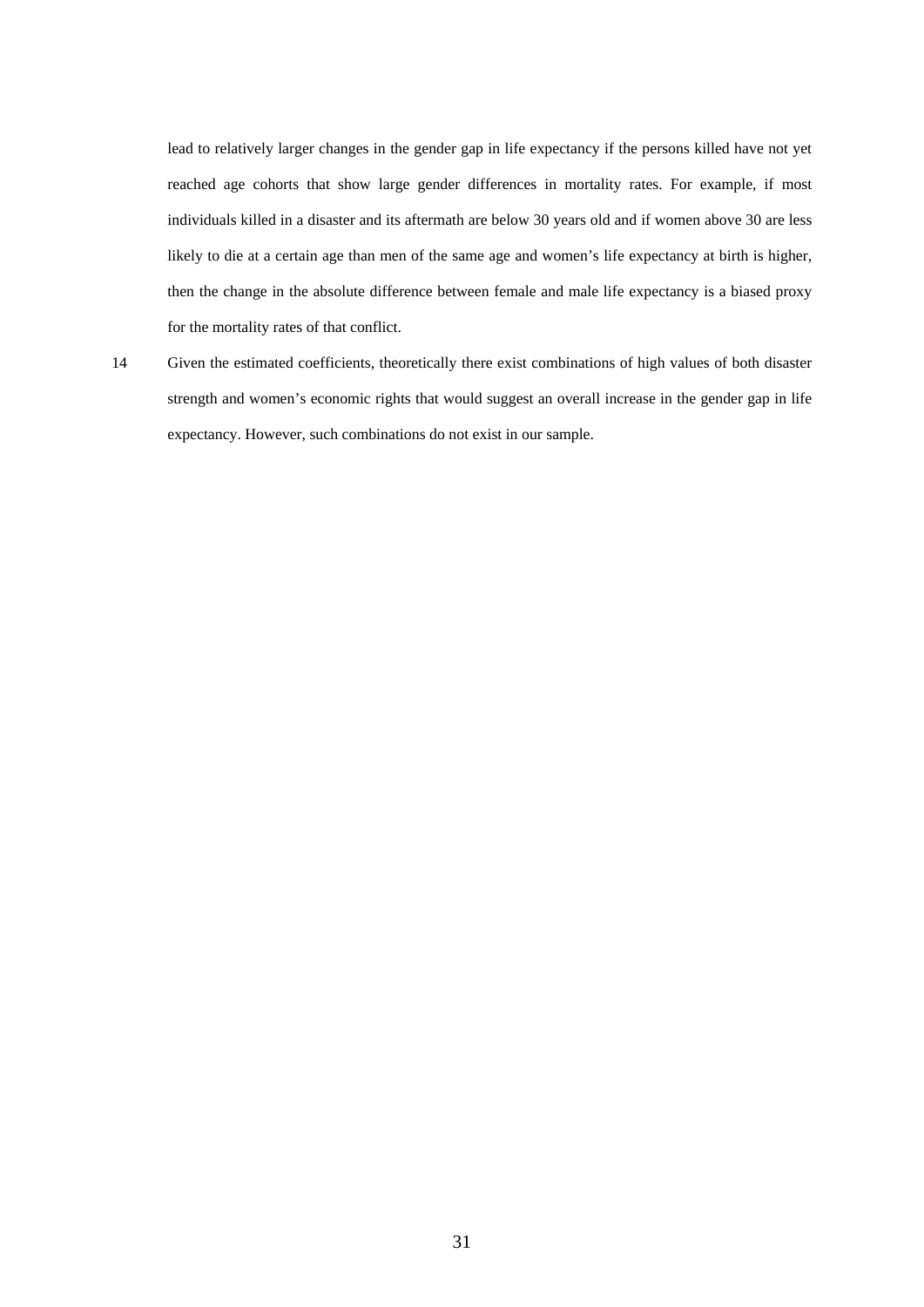lead to relatively larger changes in the gender gap in life expectancy if the persons killed have not yet reached age cohorts that show large gender differences in mortality rates. For example, if most individuals killed in a disaster and its aftermath are below 30 years old and if women above 30 are less likely to die at a certain age than men of the same age and women's life expectancy at birth is higher, then the change in the absolute difference between female and male life expectancy is a biased proxy for the mortality rates of that conflict.

14 Given the estimated coefficients, theoretically there exist combinations of high values of both disaster strength and women's economic rights that would suggest an overall increase in the gender gap in life expectancy. However, such combinations do not exist in our sample.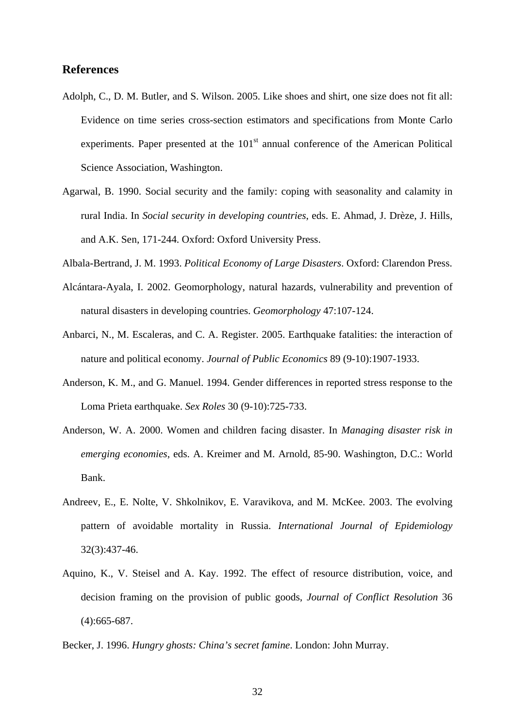## References

Adolph, C., D. M. Butler, and S. Wilson. 2005. Like shoes and shirt, one size does not fit all: Evidence on time series cross-section estimators and specifications from Monte Carlo experiments. Paper presented at the 101st annual conference of the American Political Science Association, Washington.

Agarwal, B. 1990. Social security and the family: coping with seasonality and calamity in rural India. In *Social security in developing countries*, eds. E. Ahmad, J. Drèze, J. Hills, and A.K. Sen, 171-244. Oxford: Oxford University Press.

Albala-Bertrand, J. M. 1993. *Political Economy of Large Disasters*. Oxford: Clarendon Press.

Alcántara-Ayala, I. 2002. Geomorphology, natural hazards, vulnerability and prevention of natural disasters in developing countries. *Geomorphology* 47:107-124.

Anbarci, N., M. Escaleras, and C. A. Register. 2005. Earthquake fatalities: the interaction of nature and political economy. *Journal of Public Economics* 89 (9-10):1907-1933.

Anderson, K. M., and G. Manuel. 1994. Gender differences in reported stress response to the Loma Prieta earthquake. *Sex Roles* 30 (9-10):725-733.

Anderson, W. A. 2000. Women and children facing disaster. In *Managing disaster risk in emerging economies*, eds. A. Kreimer and M. Arnold, 85-90. Washington, D.C.: World Bank.

Andreev, E., E. Nolte, V. Shkolnikov, E. Varavikova, and M. McKee. 2003. The evolving pattern of avoidable mortality in Russia. *International Journal of Epidemiology* 32(3):437-46.

Aquino, K., V. Steisel and A. Kay. 1992. The effect of resource distribution, voice, and decision framing on the provision of public goods, *Journal of Conflict Resolution* 36 (4):665-687.

Becker, J. 1996. *Hungry ghosts: China's secret famine*. London: John Murray.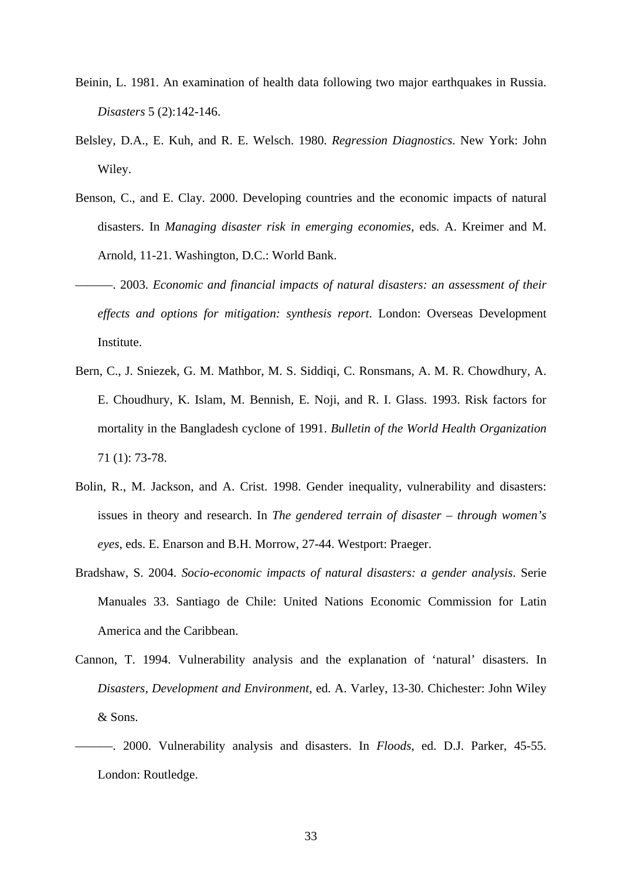Beinin, L. 1981. An examination of health data following two major earthquakes in Russia. *Disasters* 5 (2):142-146.

Belsley, D.A., E. Kuh, and R. E. Welsch. 1980. *Regression Diagnostics*. New York: John Wiley.

Benson, C., and E. Clay. 2000. Developing countries and the economic impacts of natural disasters. In *Managing disaster risk in emerging economies*, eds. A. Kreimer and M. Arnold, 11-21. Washington, D.C.: World Bank.

———. 2003. *Economic and financial impacts of natural disasters: an assessment of their effects and options for mitigation: synthesis report*. London: Overseas Development Institute.

Bern, C., J. Sniezek, G. M. Mathbor, M. S. Siddiqi, C. Ronsmans, A. M. R. Chowdhury, A. E. Choudhury, K. Islam, M. Bennish, E. Noji, and R. I. Glass. 1993. Risk factors for mortality in the Bangladesh cyclone of 1991. *Bulletin of the World Health Organization* 71 (1): 73-78.

Bolin, R., M. Jackson, and A. Crist. 1998. Gender inequality, vulnerability and disasters: issues in theory and research. In *The gendered terrain of disaster – through women's eyes*, eds. E. Enarson and B.H. Morrow, 27-44. Westport: Praeger.

Bradshaw, S. 2004. *Socio-economic impacts of natural disasters: a gender analysis*. Serie Manuales 33. Santiago de Chile: United Nations Economic Commission for Latin America and the Caribbean.

Cannon, T. 1994. Vulnerability analysis and the explanation of 'natural' disasters. In *Disasters, Development and Environment*, ed. A. Varley, 13-30. Chichester: John Wiley & Sons.

———. 2000. Vulnerability analysis and disasters. In *Floods*, ed. D.J. Parker, 45-55. London: Routledge.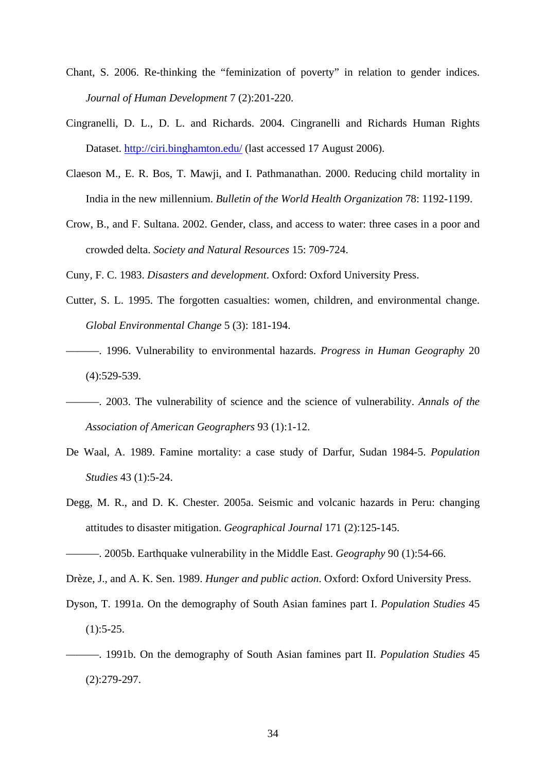Chant, S. 2006. Re-thinking the "feminization of poverty" in relation to gender indices. *Journal of Human Development* 7 (2):201-220.

Cingranelli, D. L., D. L. and Richards. 2004. Cingranelli and Richards Human Rights Dataset. http://ciri.binghamton.edu/ (last accessed 17 August 2006).

Claeson M., E. R. Bos, T. Mawji, and I. Pathmanathan. 2000. Reducing child mortality in India in the new millennium. *Bulletin of the World Health Organization* 78: 1192-1199.

Crow, B., and F. Sultana. 2002. Gender, class, and access to water: three cases in a poor and crowded delta. *Society and Natural Resources* 15: 709-724.

Cuny, F. C. 1983. *Disasters and development*. Oxford: Oxford University Press.

Cutter, S. L. 1995. The forgotten casualties: women, children, and environmental change. *Global Environmental Change* 5 (3): 181-194.

———. 1996. Vulnerability to environmental hazards. *Progress in Human Geography* 20 (4):529-539.

———. 2003. The vulnerability of science and the science of vulnerability. *Annals of the Association of American Geographers* 93 (1):1-12.

De Waal, A. 1989. Famine mortality: a case study of Darfur, Sudan 1984-5. *Population Studies* 43 (1):5-24.

Degg, M. R., and D. K. Chester. 2005a. Seismic and volcanic hazards in Peru: changing attitudes to disaster mitigation. *Geographical Journal* 171 (2):125-145.

———. 2005b. Earthquake vulnerability in the Middle East. *Geography* 90 (1):54-66.

Drèze, J., and A. K. Sen. 1989. *Hunger and public action*. Oxford: Oxford University Press.

Dyson, T. 1991a. On the demography of South Asian famines part I. *Population Studies* 45 (1):5-25.

———. 1991b. On the demography of South Asian famines part II. *Population Studies* 45 (2):279-297.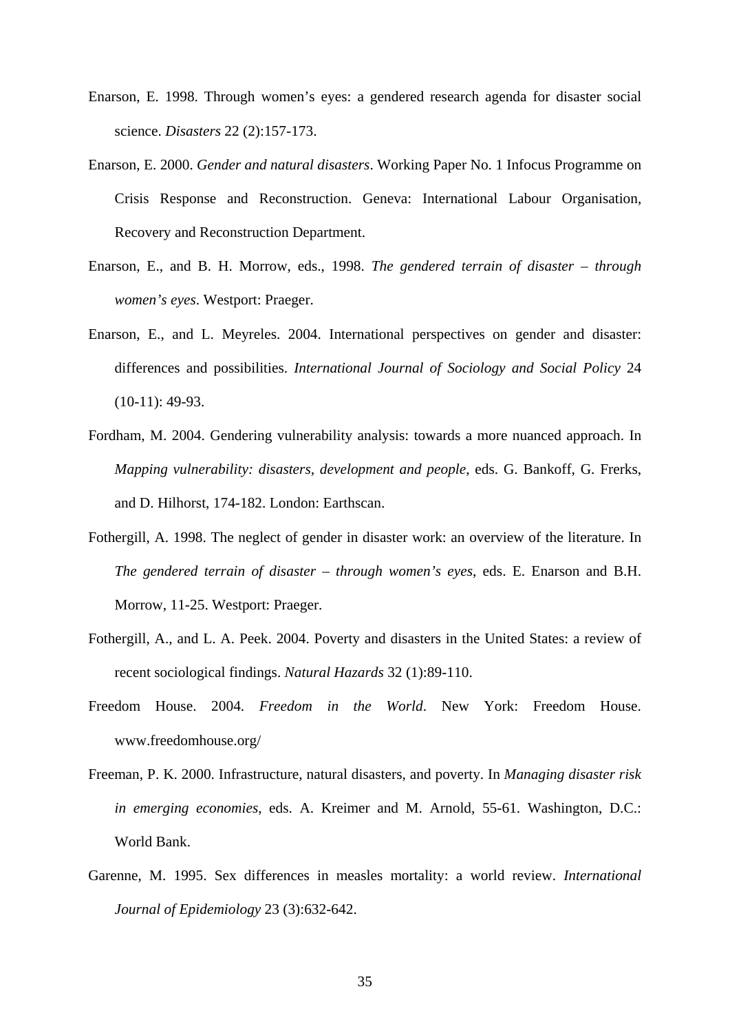Enarson, E. 1998. Through women's eyes: a gendered research agenda for disaster social science. *Disasters* 22 (2):157-173.

Enarson, E. 2000. *Gender and natural disasters*. Working Paper No. 1 Infocus Programme on Crisis Response and Reconstruction. Geneva: International Labour Organisation, Recovery and Reconstruction Department.

Enarson, E., and B. H. Morrow, eds., 1998. *The gendered terrain of disaster – through women's eyes*. Westport: Praeger.

Enarson, E., and L. Meyreles. 2004. International perspectives on gender and disaster: differences and possibilities. *International Journal of Sociology and Social Policy* 24 (10-11): 49-93.

Fordham, M. 2004. Gendering vulnerability analysis: towards a more nuanced approach. In *Mapping vulnerability: disasters, development and people*, eds. G. Bankoff, G. Frerks, and D. Hilhorst, 174-182. London: Earthscan.

Fothergill, A. 1998. The neglect of gender in disaster work: an overview of the literature. In *The gendered terrain of disaster – through women's eyes*, eds. E. Enarson and B.H. Morrow, 11-25. Westport: Praeger.

Fothergill, A., and L. A. Peek. 2004. Poverty and disasters in the United States: a review of recent sociological findings. *Natural Hazards* 32 (1):89-110.

Freedom House. 2004. *Freedom in the World*. New York: Freedom House. www.freedomhouse.org/

Freeman, P. K. 2000. Infrastructure, natural disasters, and poverty. In *Managing disaster risk in emerging economies*, eds. A. Kreimer and M. Arnold, 55-61. Washington, D.C.: World Bank.

Garenne, M. 1995. Sex differences in measles mortality: a world review. *International Journal of Epidemiology* 23 (3):632-642.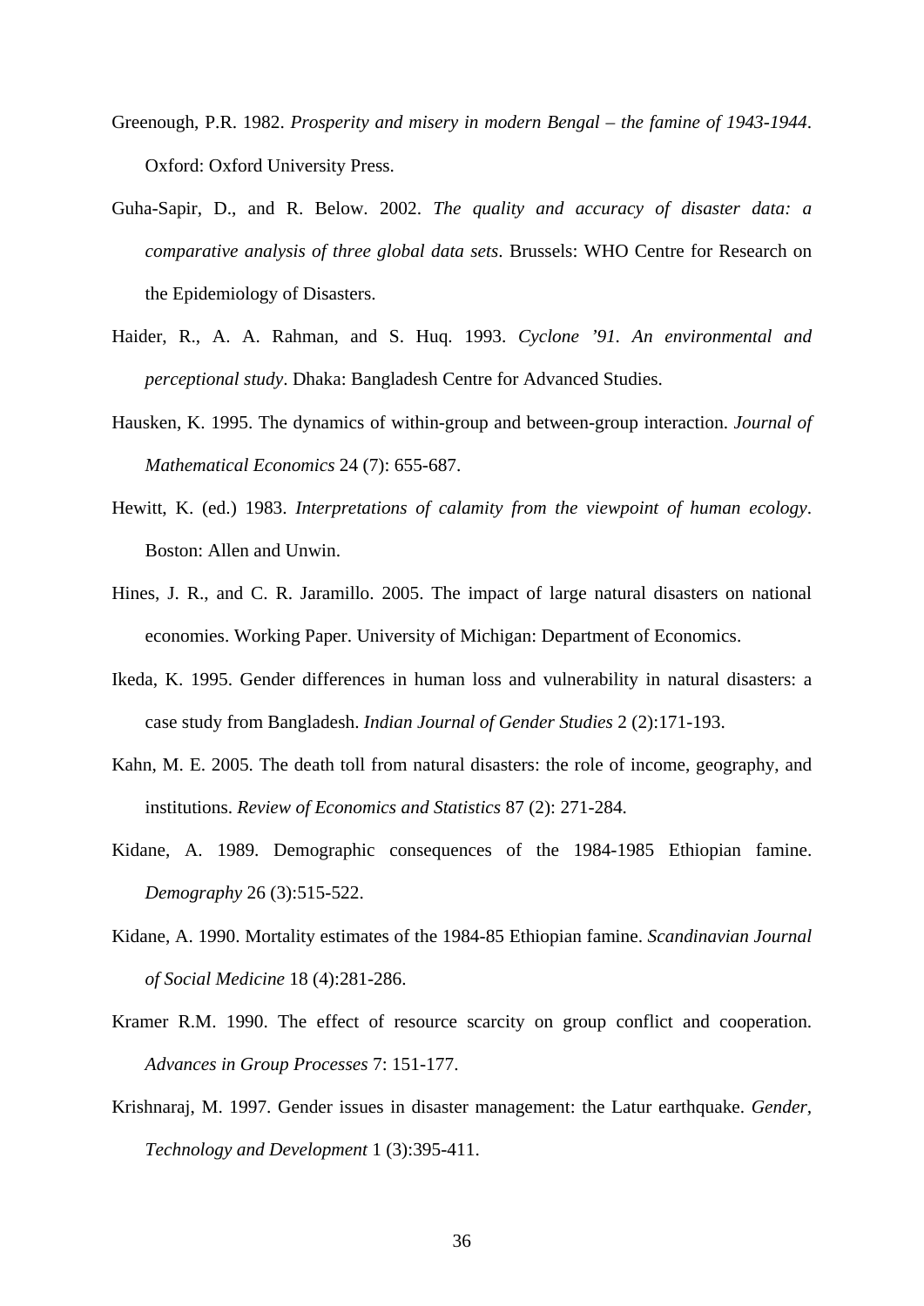Greenough, P.R. 1982. *Prosperity and misery in modern Bengal – the famine of 1943-1944*. Oxford: Oxford University Press.

Guha-Sapir, D., and R. Below. 2002. *The quality and accuracy of disaster data: a comparative analysis of three global data sets*. Brussels: WHO Centre for Research on the Epidemiology of Disasters.

Haider, R., A. A. Rahman, and S. Huq. 1993. *Cyclone '91. An environmental and perceptional study*. Dhaka: Bangladesh Centre for Advanced Studies.

Hausken, K. 1995. The dynamics of within-group and between-group interaction. *Journal of Mathematical Economics* 24 (7): 655-687.

Hewitt, K. (ed.) 1983. *Interpretations of calamity from the viewpoint of human ecology*. Boston: Allen and Unwin.

Hines, J. R., and C. R. Jaramillo. 2005. The impact of large natural disasters on national economies. Working Paper. University of Michigan: Department of Economics.

Ikeda, K. 1995. Gender differences in human loss and vulnerability in natural disasters: a case study from Bangladesh. *Indian Journal of Gender Studies* 2 (2):171-193.

Kahn, M. E. 2005. The death toll from natural disasters: the role of income, geography, and institutions. *Review of Economics and Statistics* 87 (2): 271-284.

Kidane, A. 1989. Demographic consequences of the 1984-1985 Ethiopian famine. *Demography* 26 (3):515-522.

Kidane, A. 1990. Mortality estimates of the 1984-85 Ethiopian famine. *Scandinavian Journal of Social Medicine* 18 (4):281-286.

Kramer R.M. 1990. The effect of resource scarcity on group conflict and cooperation. *Advances in Group Processes* 7: 151-177.

Krishnaraj, M. 1997. Gender issues in disaster management: the Latur earthquake. *Gender, Technology and Development* 1 (3):395-411.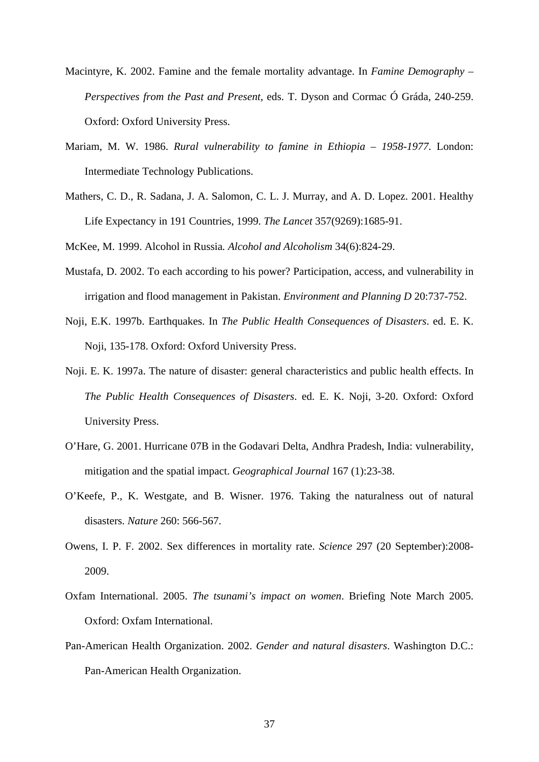Macintyre, K. 2002. Famine and the female mortality advantage. In *Famine Demography – Perspectives from the Past and Present*, eds. T. Dyson and Cormac Ó Gráda, 240-259. Oxford: Oxford University Press.

Mariam, M. W. 1986. *Rural vulnerability to famine in Ethiopia – 1958-1977*. London: Intermediate Technology Publications.

Mathers, C. D., R. Sadana, J. A. Salomon, C. L. J. Murray, and A. D. Lopez. 2001. Healthy Life Expectancy in 191 Countries, 1999. *The Lancet* 357(9269):1685-91.

McKee, M. 1999. Alcohol in Russia. *Alcohol and Alcoholism* 34(6):824-29.

Mustafa, D. 2002. To each according to his power? Participation, access, and vulnerability in irrigation and flood management in Pakistan. *Environment and Planning D* 20:737-752.

Noji, E.K. 1997b. Earthquakes. In *The Public Health Consequences of Disasters*. ed. E. K. Noji, 135-178. Oxford: Oxford University Press.

Noji. E. K. 1997a. The nature of disaster: general characteristics and public health effects. In *The Public Health Consequences of Disasters*. ed. E. K. Noji, 3-20. Oxford: Oxford University Press.

O'Hare, G. 2001. Hurricane 07B in the Godavari Delta, Andhra Pradesh, India: vulnerability, mitigation and the spatial impact. *Geographical Journal* 167 (1):23-38.

O'Keefe, P., K. Westgate, and B. Wisner. 1976. Taking the naturalness out of natural disasters. *Nature* 260: 566-567.

Owens, I. P. F. 2002. Sex differences in mortality rate. *Science* 297 (20 September):2008-2009.

Oxfam International. 2005. *The tsunami's impact on women*. Briefing Note March 2005. Oxford: Oxfam International.

Pan-American Health Organization. 2002. *Gender and natural disasters*. Washington D.C.: Pan-American Health Organization.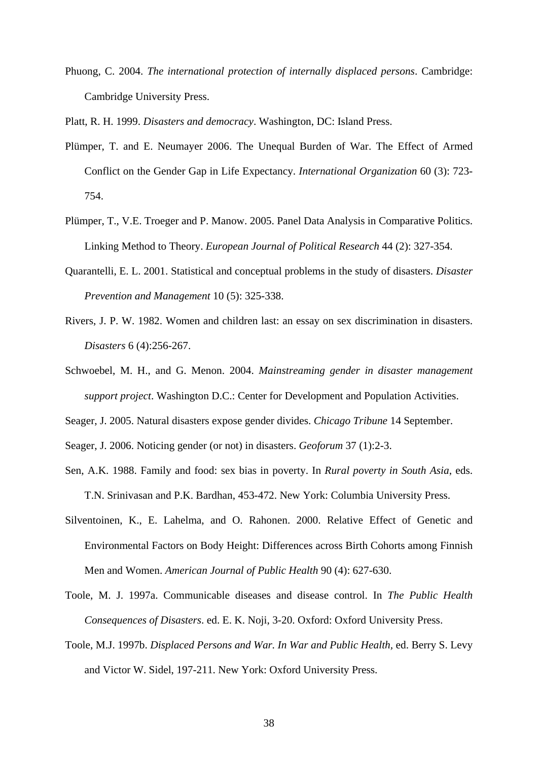Phuong, C. 2004. *The international protection of internally displaced persons*. Cambridge: Cambridge University Press.

Platt, R. H. 1999. *Disasters and democracy*. Washington, DC: Island Press.

Plümper, T. and E. Neumayer 2006. The Unequal Burden of War. The Effect of Armed Conflict on the Gender Gap in Life Expectancy. *International Organization* 60 (3): 723-754.

Plümper, T., V.E. Troeger and P. Manow. 2005. Panel Data Analysis in Comparative Politics. Linking Method to Theory. *European Journal of Political Research* 44 (2): 327-354.

Quarantelli, E. L. 2001. Statistical and conceptual problems in the study of disasters. *Disaster Prevention and Management* 10 (5): 325-338.

Rivers, J. P. W. 1982. Women and children last: an essay on sex discrimination in disasters. *Disasters* 6 (4):256-267.

Schwoebel, M. H., and G. Menon. 2004. *Mainstreaming gender in disaster management support project*. Washington D.C.: Center for Development and Population Activities.

Seager, J. 2005. Natural disasters expose gender divides. *Chicago Tribune* 14 September.

Seager, J. 2006. Noticing gender (or not) in disasters. *Geoforum* 37 (1):2-3.

Sen, A.K. 1988. Family and food: sex bias in poverty. In *Rural poverty in South Asia*, eds. T.N. Srinivasan and P.K. Bardhan, 453-472. New York: Columbia University Press.

Silventoinen, K., E. Lahelma, and O. Rahonen. 2000. Relative Effect of Genetic and Environmental Factors on Body Height: Differences across Birth Cohorts among Finnish Men and Women. *American Journal of Public Health* 90 (4): 627-630.

Toole, M. J. 1997a. Communicable diseases and disease control. In *The Public Health Consequences of Disasters*. ed. E. K. Noji, 3-20. Oxford: Oxford University Press.

Toole, M.J. 1997b. *Displaced Persons and War. In War and Public Health*, ed. Berry S. Levy and Victor W. Sidel, 197-211. New York: Oxford University Press.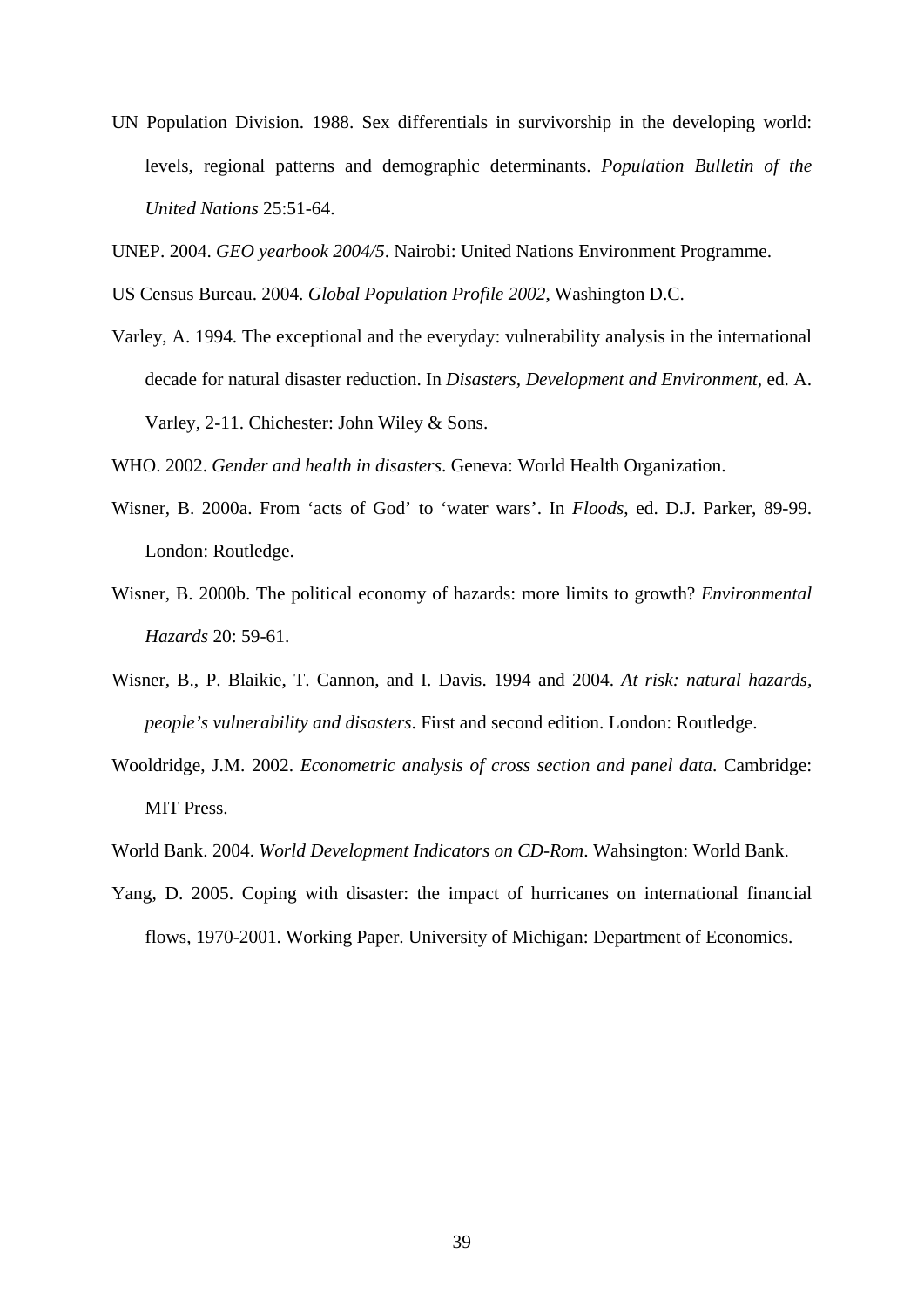UN Population Division. 1988. Sex differentials in survivorship in the developing world: levels, regional patterns and demographic determinants. *Population Bulletin of the United Nations* 25:51-64.

UNEP. 2004. *GEO yearbook 2004/5*. Nairobi: United Nations Environment Programme.

US Census Bureau. 2004. *Global Population Profile 2002*, Washington D.C.

Varley, A. 1994. The exceptional and the everyday: vulnerability analysis in the international decade for natural disaster reduction. In *Disasters, Development and Environment*, ed. A. Varley, 2-11. Chichester: John Wiley & Sons.

WHO. 2002. *Gender and health in disasters*. Geneva: World Health Organization.

Wisner, B. 2000a. From 'acts of God' to 'water wars'. In *Floods*, ed. D.J. Parker, 89-99. London: Routledge.

Wisner, B. 2000b. The political economy of hazards: more limits to growth? *Environmental Hazards* 20: 59-61.

Wisner, B., P. Blaikie, T. Cannon, and I. Davis. 1994 and 2004. *At risk: natural hazards, people's vulnerability and disasters*. First and second edition. London: Routledge.

Wooldridge, J.M. 2002. *Econometric analysis of cross section and panel data*. Cambridge: MIT Press.

World Bank. 2004. *World Development Indicators on CD-Rom*. Wahsington: World Bank.

Yang, D. 2005. Coping with disaster: the impact of hurricanes on international financial flows, 1970-2001. Working Paper. University of Michigan: Department of Economics.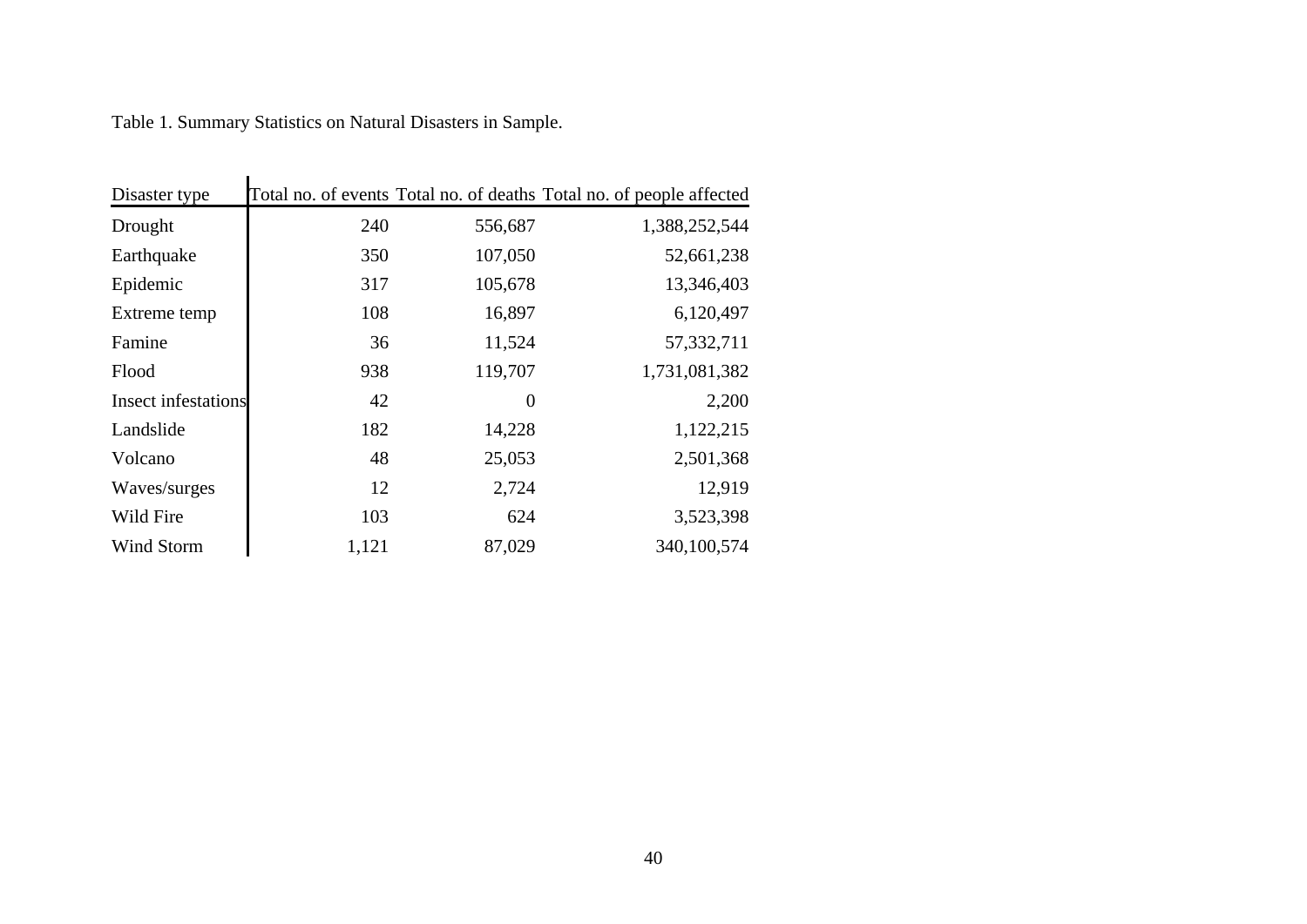Table 1. Summary Statistics on Natural Disasters in Sample.

| Disaster type | Total no. of events | Total no. of deaths | Total no. of people affected |
|---|---|---|---|
| Drought | 240 | 556,687 | 1,388,252,544 |
| Earthquake | 350 | 107,050 | 52,661,238 |
| Epidemic | 317 | 105,678 | 13,346,403 |
| Extreme temp | 108 | 16,897 | 6,120,497 |
| Famine | 36 | 11,524 | 57,332,711 |
| Flood | 938 | 119,707 | 1,731,081,382 |
| Insect infestations | 42 | 0 | 2,200 |
| Landslide | 182 | 14,228 | 1,122,215 |
| Volcano | 48 | 25,053 | 2,501,368 |
| Waves/surges | 12 | 2,724 | 12,919 |
| Wild Fire | 103 | 624 | 3,523,398 |
| Wind Storm | 1,121 | 87,029 | 340,100,574 |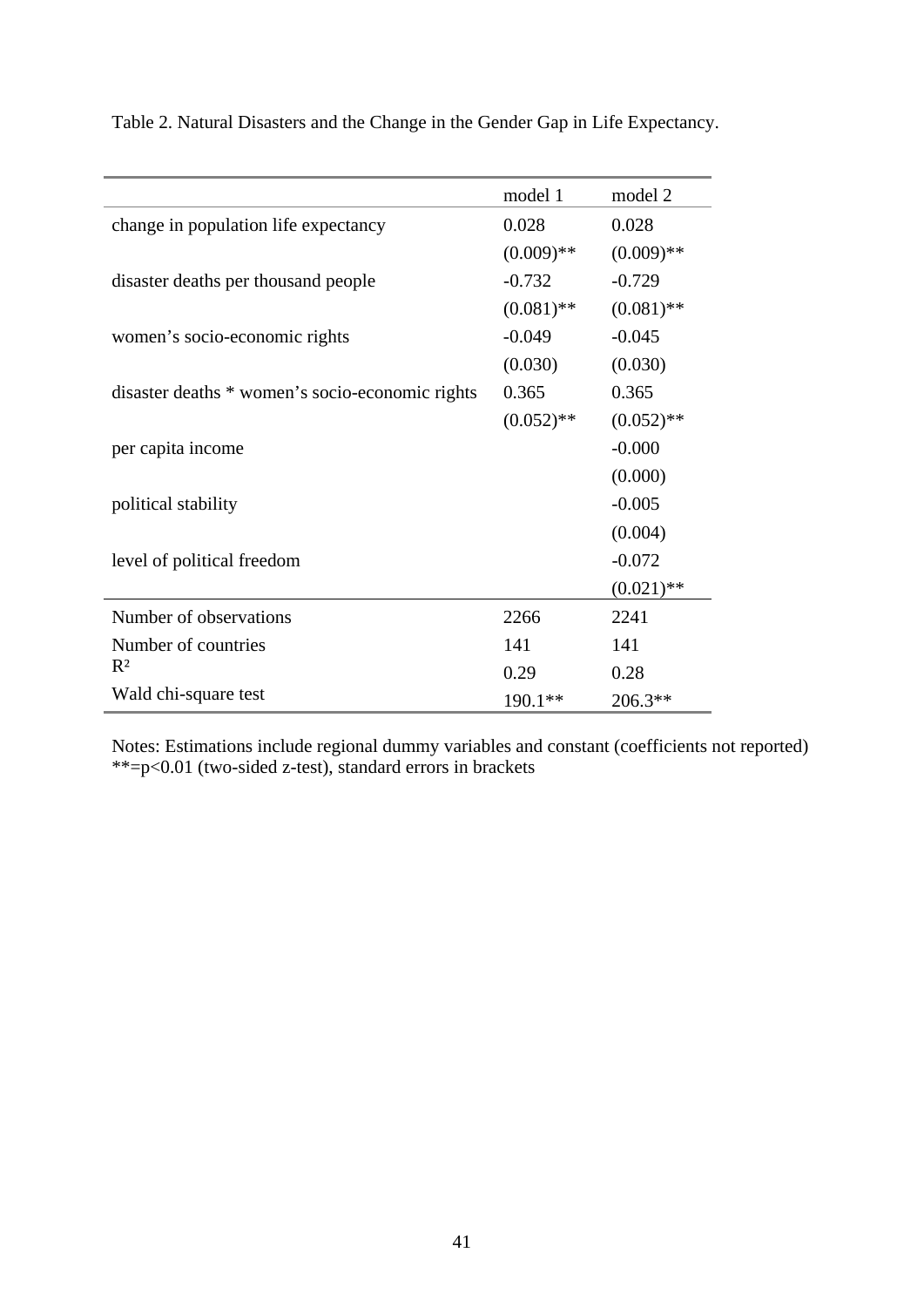Table 2. Natural Disasters and the Change in the Gender Gap in Life Expectancy.

| | model 1 | model 2 |
|---|---|---|
| change in population life expectancy | 0.028 | 0.028 |
| | (0.009)** | (0.009)** |
| disaster deaths per thousand people | -0.732 | -0.729 |
| | (0.081)** | (0.081)** |
| women's socio-economic rights | -0.049 | -0.045 |
| | (0.030) | (0.030) |
| disaster deaths * women's socio-economic rights | 0.365 | 0.365 |
| | (0.052)** | (0.052)** |
| per capita income | | -0.000 |
| | | (0.000) |
| political stability | | -0.005 |
| | | (0.004) |
| level of political freedom | | -0.072 |
| | | (0.021)** |
| Number of observations | 2266 | 2241 |
| Number of countries | 141 | 141 |
| $R^2$ | 0.29 | 0.28 |
| Wald chi-square test | 190.1** | 206.3** |

Notes: Estimations include regional dummy variables and constant (coefficients not reported)
**=p<0.01 (two-sided z-test), standard errors in brackets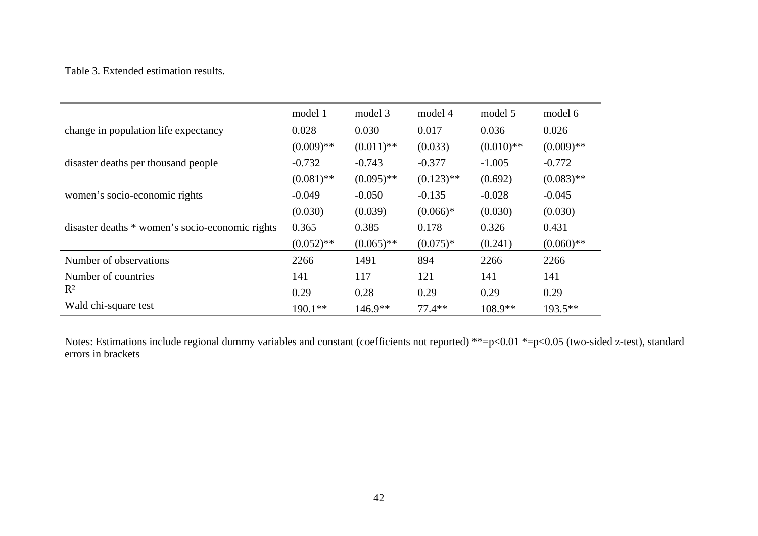Table 3. Extended estimation results.

| | model 1 | model 3 | model 4 | model 5 | model 6 |
|---|---|---|---|---|---|
| change in population life expectancy | 0.028 | 0.030 | 0.017 | 0.036 | 0.026 |
| | (0.009)** | (0.011)** | (0.033) | (0.010)** | (0.009)** |
| disaster deaths per thousand people | -0.732 | -0.743 | -0.377 | -1.005 | -0.772 |
| | (0.081)** | (0.095)** | (0.123)** | (0.692) | (0.083)** |
| women's socio-economic rights | -0.049 | -0.050 | -0.135 | -0.028 | -0.045 |
| | (0.030) | (0.039) | (0.066)* | (0.030) | (0.030) |
| disaster deaths * women's socio-economic rights | 0.365 | 0.385 | 0.178 | 0.326 | 0.431 |
| | (0.052)** | (0.065)** | (0.075)* | (0.241) | (0.060)** |
| Number of observations | 2266 | 1491 | 894 | 2266 | 2266 |
| Number of countries | 141 | 117 | 121 | 141 | 141 |
| $R^2$ | 0.29 | 0.28 | 0.29 | 0.29 | 0.29 |
| Wald chi-square test | 190.1** | 146.9** | 77.4** | 108.9** | 193.5** |

Notes: Estimations include regional dummy variables and constant (coefficients not reported) **=p<0.01 *=p<0.05 (two-sided z-test), standard errors in brackets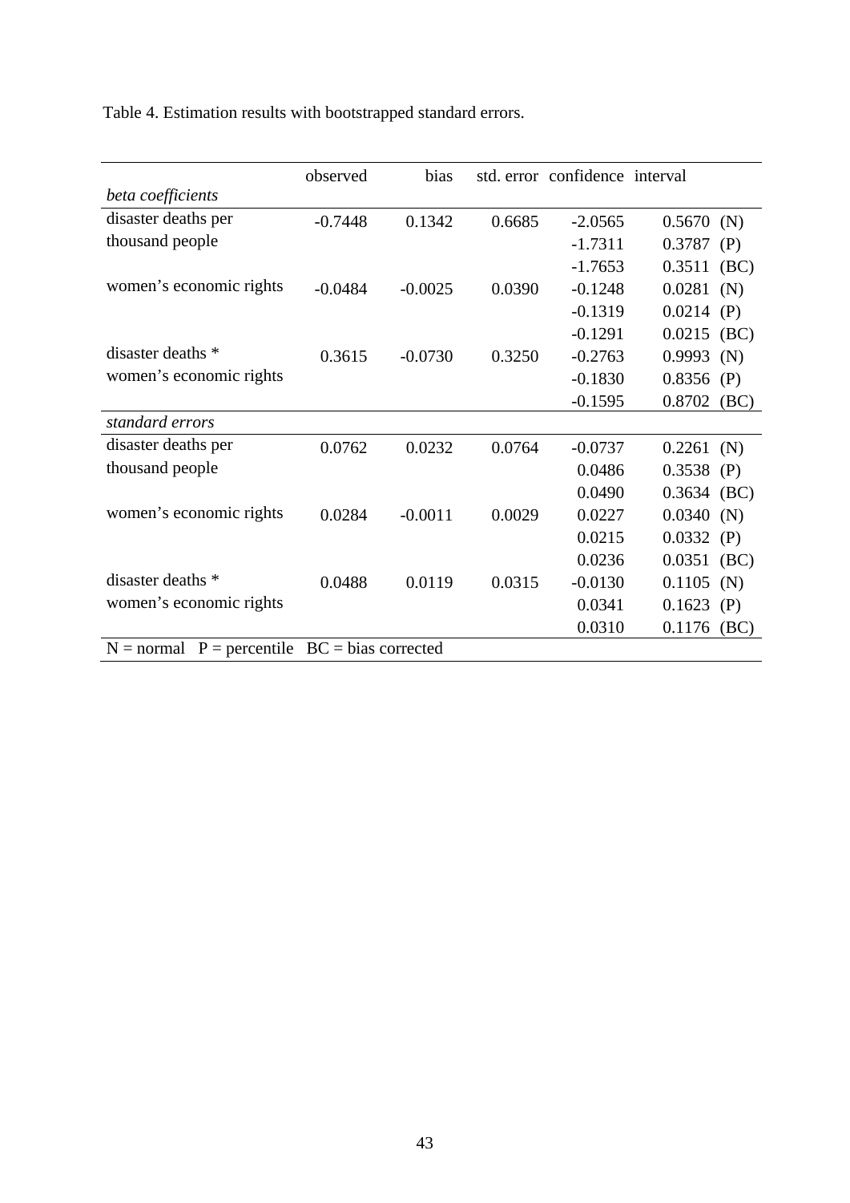Table 4. Estimation results with bootstrapped standard errors.

| | observed | bias | std. error | confidence | interval | |
|---|---|---|---|---|---|---|
| *beta coefficients* | | | | | | |
| disaster deaths per thousand people | -0.7448 | 0.1342 | 0.6685 | -2.0565 | 0.5670 | (N) |
| | | | | -1.7311 | 0.3787 | (P) |
| | | | | -1.7653 | 0.3511 | (BC) |
| women's economic rights | -0.0484 | -0.0025 | 0.0390 | -0.1248 | 0.0281 | (N) |
| | | | | -0.1319 | 0.0214 | (P) |
| | | | | -0.1291 | 0.0215 | (BC) |
| disaster deaths * women's economic rights | 0.3615 | -0.0730 | 0.3250 | -0.2763 | 0.9993 | (N) |
| | | | | -0.1830 | 0.8356 | (P) |
| | | | | -0.1595 | 0.8702 | (BC) |
| *standard errors* | | | | | | |
| disaster deaths per thousand people | 0.0762 | 0.0232 | 0.0764 | -0.0737 | 0.2261 | (N) |
| | | | | 0.0486 | 0.3538 | (P) |
| | | | | 0.0490 | 0.3634 | (BC) |
| women's economic rights | 0.0284 | -0.0011 | 0.0029 | 0.0227 | 0.0340 | (N) |
| | | | | 0.0215 | 0.0332 | (P) |
| | | | | 0.0236 | 0.0351 | (BC) |
| disaster deaths * women's economic rights | 0.0488 | 0.0119 | 0.0315 | -0.0130 | 0.1105 | (N) |
| | | | | 0.0341 | 0.1623 | (P) |
| | | | | 0.0310 | 0.1176 | (BC) |

N = normal P = percentile BC = bias corrected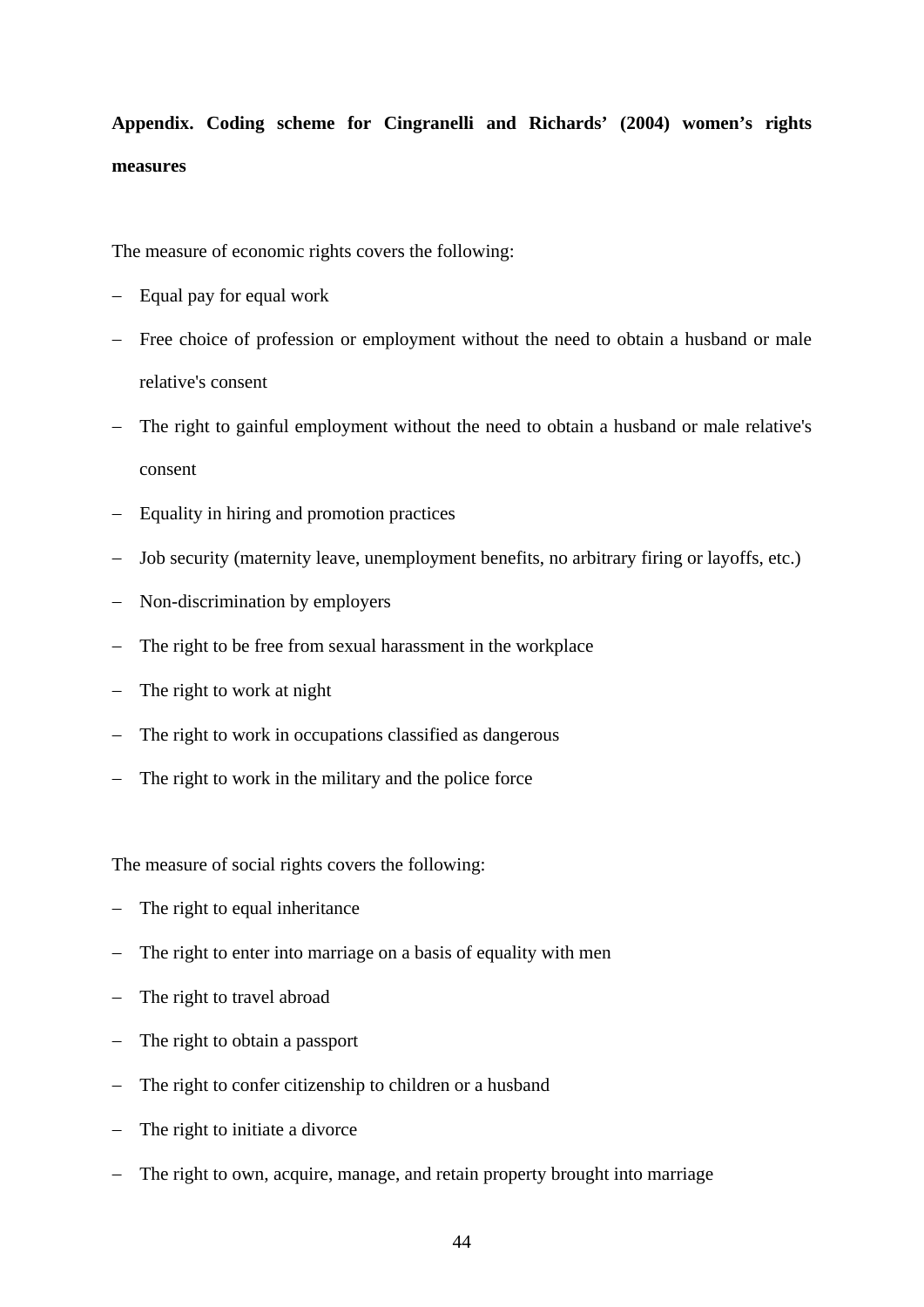**Appendix. Coding scheme for Cingranelli and Richards' (2004) women's rights measures**

The measure of economic rights covers the following:

- Equal pay for equal work
- Free choice of profession or employment without the need to obtain a husband or male relative's consent
- The right to gainful employment without the need to obtain a husband or male relative's consent
- Equality in hiring and promotion practices
- Job security (maternity leave, unemployment benefits, no arbitrary firing or layoffs, etc.)
- Non-discrimination by employers
- The right to be free from sexual harassment in the workplace
- The right to work at night
- The right to work in occupations classified as dangerous
- The right to work in the military and the police force

The measure of social rights covers the following:

- The right to equal inheritance
- The right to enter into marriage on a basis of equality with men
- The right to travel abroad
- The right to obtain a passport
- The right to confer citizenship to children or a husband
- The right to initiate a divorce
- The right to own, acquire, manage, and retain property brought into marriage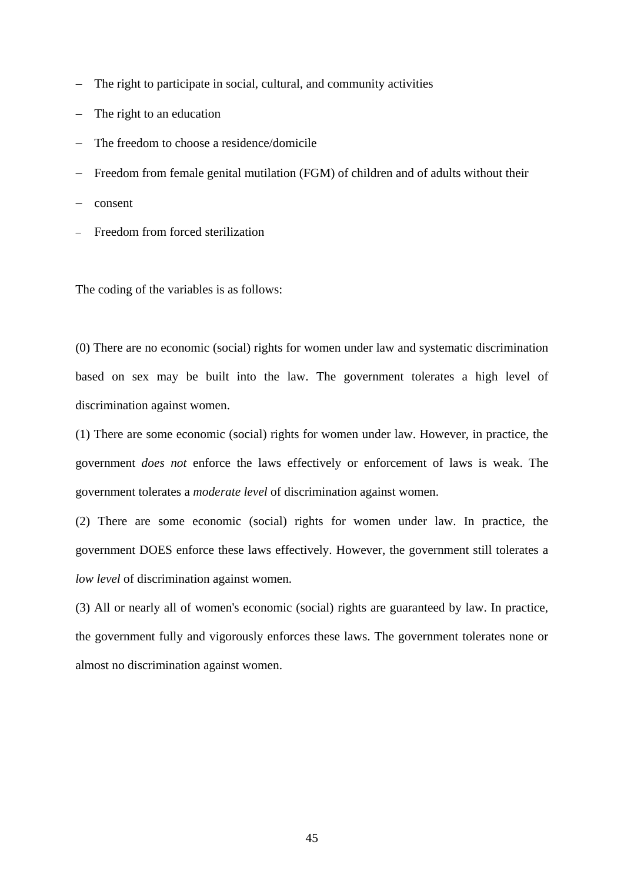- The right to participate in social, cultural, and community activities
- The right to an education
- The freedom to choose a residence/domicile
- Freedom from female genital mutilation (FGM) of children and of adults without their
- consent
- Freedom from forced sterilization

The coding of the variables is as follows:

(0) There are no economic (social) rights for women under law and systematic discrimination based on sex may be built into the law. The government tolerates a high level of discrimination against women.

(1) There are some economic (social) rights for women under law. However, in practice, the government *does not* enforce the laws effectively or enforcement of laws is weak. The government tolerates a *moderate level* of discrimination against women.

(2) There are some economic (social) rights for women under law. In practice, the government DOES enforce these laws effectively. However, the government still tolerates a *low level* of discrimination against women.

(3) All or nearly all of women's economic (social) rights are guaranteed by law. In practice, the government fully and vigorously enforces these laws. The government tolerates none or almost no discrimination against women.